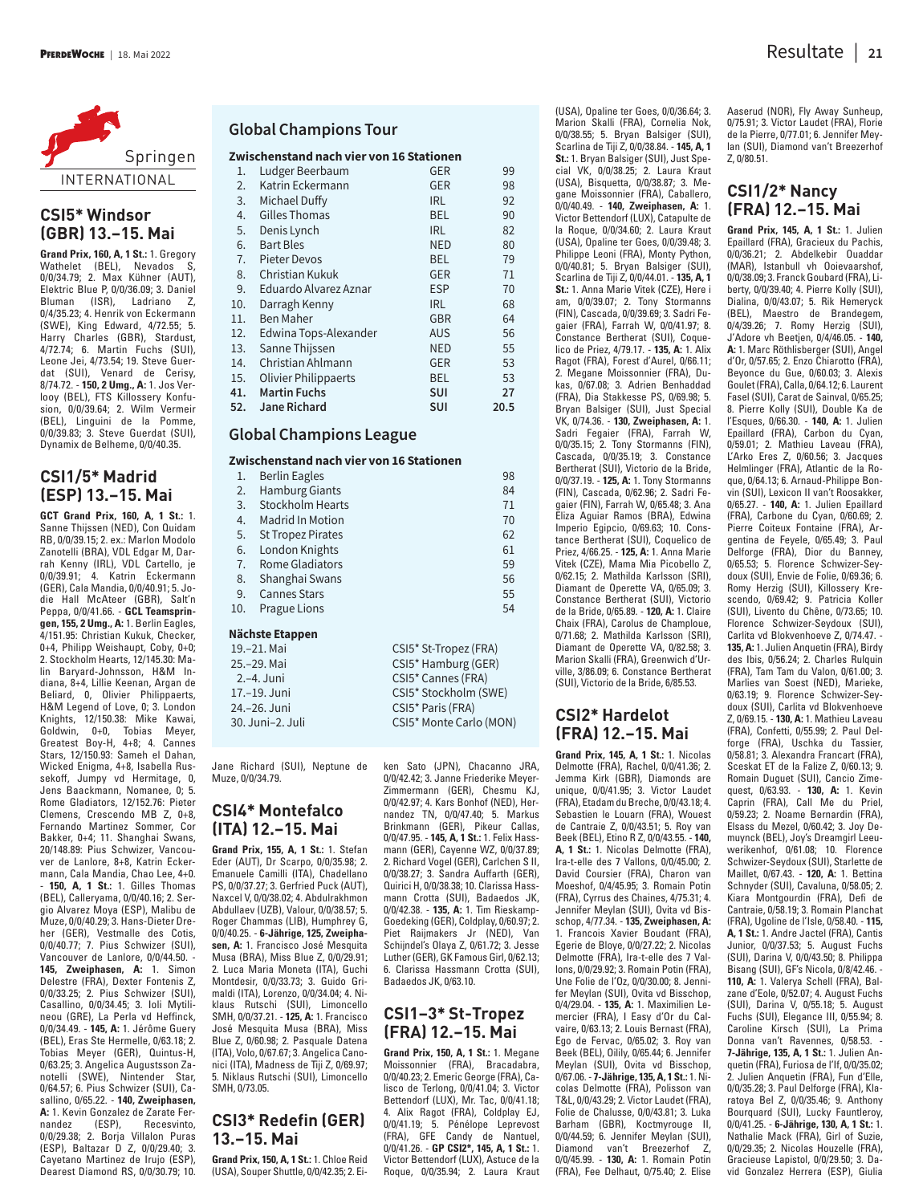Springen

INTERNATIONAL

## CSI5* Windsor (GBR) 13.–15. Mai

**Grand Prix, 160, A, 1 St.:** 1. Gregory Wathelet (BEL), Nevados S, 0/0/34.79; 2. Max Kühner (AUT), Elektric Blue P, 0/0/36.09; 3. Daniel Bluman (ISR), Ladriano Z, 0/4/35.23; 4. Henrik von Eckermann (SWE), King Edward, 4/72.55; 5. Harry Charles (GBR), Stardust, 4/72.74; 6. Martin Fuchs (SUI), Leone Jei, 4/73.54; 19. Steve Guerdat (SUI), Venard de Cerisy, 8/74.72. - **150, 2 Umg., A:** 1. Jos Verlooy (BEL), FTS Killossery Konfusion, 0/0/39.64; 2. Wilm Vermeir (BEL), Linguini de la Pomme, 0/0/39.83; 3. Steve Guerdat (SUI), Dynamix de Belheme, 0/0/40.35.

## CSI1/5* Madrid (ESP) 13.–15. Mai

**GCT Grand Prix, 160, A, 1 St.:** 1. Sanne Thijssen (NED), Con Quidam RB, 0/0/39.15; 2. ex.: Marlon Modolo Zanotelli (BRA), VDL Edgar M, Darrah Kenny (IRL), VDL Cartello, je 0/0/39.91; 4. Katrin Eckermann (GER), Cala Mandia, 0/0/40.91; 5. Jodie Hall McAteer (GBR), Salt'n Peppa, 0/4/41.66. - **GCL Teamspringen, 155, 2 Umg., A:** 1. Berlin Eagles, 4/151.95: Christian Kukuk, Checker, 0+4, Philipp Weishaupt, Coby, 0+0; 2. Stockholm Hearts, 12/145.30: Malin Baryard-Johnsson, H&M Indiana, 8+4, Lillie Keenan, Argan de Beliard, 0, Olivier Philippaerts, H&M Legend of Love, 0, 0; 3. London Knights, 12/150.38: Mike Kawai, Goldwin, 0+0, Tobias Meyer, Greatest Boy-H, 4+8; 4. Cannes Stars, 12/150.93: Sameh el Dahan, Wicked Enigma, 4+8, Isabella Russekoff, Jumpy vd Hermitage, 0, Jens Baackmann, Nomanee, 0; 5. Rome Gladiators, 12/152.76: Pieter Clemens, Crescendo MB Z, 0+8, Fernando Martinez Sommer, Cor Bakker, 0+4; 11. Shanghai Swans, 20/148.89: Pius Schwizer, Vancouver de Lanlore, 8+8, Katrin Eckermann, Cala Mandia, Chao Lee, 4+0. - **150, A, 1 St.:** 1. Gilles Thomas (BEL), Calleryama, 0/0/40.16; 2. Sergio Alvarez Moya (ESP), Malibu de Muze, 0/0/40.29; 3. Hans-Dieter Dreher (GER), Vestmalle des Cotis, 0/0/40.77; 7. Pius Schwizer (SUI), Vancouver de Lanlore, 0/0/44.50. - **145, Zweiphasen, A:** 1. Simon Delestre (FRA), Dexter Fontenis Z, 0/0/33.25; 2. Pius Schwizer (SUI), Casallino, 0/0/34.45; 3. Ioli Mytilineou (GRE), La Perla vd Heffinck, 0/0/34.49. - **145, A:** 1. Jérôme Guery (BEL), Eras Ste Hermelle, 0/63.18; 2. Tobias Meyer (GER), Quintus-H, 0/63.25; 3. Angelica Augustsson Zanotelli (SWE), Nintender Star, 0/64.57; 6. Pius Schwizer (SUI), Casallino, 0/65.22. - **140, Zweiphasen, A:** 1. Kevin Gonzalez de Zarate Fernandez (ESP), Recesvinto, 0/0/29.38; 2. Borja Villalon Puras (ESP), Baltazar D Z, 0/0/29.40; 3. Cayetano Martinez de Irujo (ESP), Dearest Diamond RS, 0/0/30.79; 10. Jane Richard (SUI), Neptune de Muze, 0/0/34.79.

## Global Champions Tour

**Zwischenstand nach vier von 16 Stationen**

| | | | |
|---|---|---|---|
| 1. | Ludger Beerbaum | GER | 99 |
| 2. | Katrin Eckermann | GER | 98 |
| 3. | Michael Duffy | IRL | 92 |
| 4. | Gilles Thomas | BEL | 90 |
| 5. | Denis Lynch | IRL | 82 |
| 6. | Bart Bles | NED | 80 |
| 7. | Pieter Devos | BEL | 79 |
| 8. | Christian Kukuk | GER | 71 |
| 9. | Eduardo Alvarez Aznar | ESP | 70 |
| 10. | Darragh Kenny | IRL | 68 |
| 11. | Ben Maher | GBR | 64 |
| 12. | Edwina Tops-Alexander | AUS | 56 |
| 13. | Sanne Thijssen | NED | 55 |
| 14. | Christian Ahlmann | GER | 53 |
| 15. | Olivier Philippaerts | BEL | 53 |
| **41.** | **Martin Fuchs** | **SUI** | **27** |
| **52.** | **Jane Richard** | **SUI** | **20.5** |

## Global Champions League

**Zwischenstand nach vier von 16 Stationen**

| | | |
|---|---|---|
| 1. | Berlin Eagles | 98 |
| 2. | Hamburg Giants | 84 |
| 3. | Stockholm Hearts | 71 |
| 4. | Madrid In Motion | 70 |
| 5. | St Tropez Pirates | 62 |
| 6. | London Knights | 61 |
| 7. | Rome Gladiators | 59 |
| 8. | Shanghai Swans | 56 |
| 9. | Cannes Stars | 55 |
| 10. | Prague Lions | 54 |

**Nächste Etappen**

| | |
|---|---|
| 19.–21. Mai | CSI5* St-Tropez (FRA) |
| 25.–29. Mai | CSI5* Hamburg (GER) |
| 2.–4. Juni | CSI5* Cannes (FRA) |
| 17.–19. Juni | CSI5* Stockholm (SWE) |
| 24.–26. Juni | CSI5* Paris (FRA) |
| 30. Juni–2. Juli | CSI5* Monte Carlo (MON) |

## CSI4* Montefalco (ITA) 12.–15. Mai

**Grand Prix, 155, A, 1 St.:** 1. Stefan Eder (AUT), Dr Scarpo, 0/0/35.98; 2. Emanuele Camilli (ITA), Chadellano PS, 0/0/37.27; 3. Gerfried Puck (AUT), Naxcel V, 0/0/38.02; 4. Abdulrakhmon Abdullaev (UZB), Valour, 0/0/38.57; 5. Roger Chammas (LIB), Humphrey G, 0/0/40.25. - **6-Jährige, 125, Zweiphasen, A:** 1. Francisco José Mesquita Musa (BRA), Miss Blue Z, 0/0/29.91; 2. Luca Maria Moneta (ITA), Guchi Montdesir, 0/0/33.73; 3. Guido Grimaldi (ITA), Lorenzo, 0/0/34.04; 4. Niklaus Rutschi (SUI), Limoncello SMH, 0/0/37.21. - **125, A:** 1. Francisco José Mesquita Musa (BRA), Miss Blue Z, 0/60.98; 2. Pasquale Datena (ITA), Volo, 0/67.67; 3. Angelica Canonici (ITA), Madness de Tiji Z, 0/69.97; 5. Niklaus Rutschi (SUI), Limoncello SMH, 0/73.05.

## CSI3* Redefin (GER) 13.–15. Mai

**Grand Prix, 150, A, 1 St.:** 1. Chloe Reid (USA), Souper Shuttle, 0/0/42.35; 2. Eiken Sato (JPN), Chacanno JRA, 0/0/42.42; 3. Janne Friederike Meyer-Zimmermann (GER), Chesmu KJ, 0/0/42.97; 4. Kars Bonhof (NED), Hernandez TN, 0/0/47.40; 5. Markus Brinkmann (GER), Pikeur Callas, 0/0/47.95. - **145, A, 1 St.:** 1. Felix Hassmann (GER), Cayenne WZ, 0/0/37.89; 2. Richard Vogel (GER), Carlchen S II, 0/0/38.27; 3. Sandra Auffarth (GER), Quirici H, 0/0/38.38; 10. Clarissa Hassmann Crotta (SUI), Badaedos JK, 0/0/42.38. - **135, A:** 1. Tim Rieskamp-Goedeking (GER), Coldplay, 0/60.97; 2. Piet Raijmakers Jr (NED), Van Schijndel's Olaya Z, 0/61.72; 3. Jesse Luther (GER), GK Famous Girl, 0/62.13; 6. Clarissa Hassmann Crotta (SUI), Badaedos JK, 0/63.10.

## CSI1–3* St-Tropez (FRA) 12.–15. Mai

**Grand Prix, 150, A, 1 St.:** 1. Megane Moissonnier (FRA), Bracadabra, 0/0/40.23; 2. Emeric George (FRA), Calisco de Terlong, 0/0/41.04; 3. Victor Bettendorf (LUX), Mr. Tac, 0/0/41.18; 4. Alix Ragot (FRA), Coldplay EJ, 0/0/41.19; 5. Pénélope Leprevost (FRA), GFE Candy de Nantuel, 0/0/41.26. - **GP CSI2*, 145, A, 1 St.:** 1. Victor Bettendorf (LUX), Astuce de la Roque, 0/0/35.94; 2. Laura Kraut (USA), Opaline ter Goes, 0/0/36.64; 3. Marion Skalli (FRA), Cornelia Nok, 0/0/38.55; 5. Bryan Balsiger (SUI), Scarlina de Tiji Z, 0/0/38.84. - **145, A, 1 St.:** 1. Bryan Balsiger (SUI), Just Special VK, 0/0/38.25; 2. Laura Kraut (USA), Bisquetta, 0/0/38.87; 3. Megane Moissonnier (FRA), Caballero, 0/0/40.49. - **140, Zweiphasen, A:** 1. Victor Bettendorf (LUX), Catapulte de la Roque, 0/0/34.60; 2. Laura Kraut (USA), Opaline ter Goes, 0/0/39.48; 3. Philippe Leoni (FRA), Monty Python, 0/0/40.81; 5. Bryan Balsiger (SUI), Scarlina de Tiji Z, 0/0/44.01. - **135, A, 1 St.:** 1. Anna Marie Vitek (CZE), Here i am, 0/0/39.07; 2. Tony Stormanns (FIN), Cascada, 0/0/39.69; 3. Sadri Fegaier (FRA), Farrah W, 0/0/41.97; 8. Constance Bertherat (SUI), Coquelico de Priez, 4/79.17. - **135, A:** 1. Alix Ragot (FRA), Forest d'Aurel, 0/66.11; 2. Megane Moissonnier (FRA), Dukas, 0/67.08; 3. Adrien Benhaddad (FRA), Dia Stakkesse PS, 0/69.98; 5. Bryan Balsiger (SUI), Just Special VK, 0/74.36. - **130, Zweiphasen, A:** 1. Sadri Fegaier (FRA), Farrah W, 0/0/35.15; 2. Tony Stormanns (FIN), Cascada, 0/0/35.19; 3. Constance Bertherat (SUI), Victorio de la Bride, 0/0/37.19. - **125, A:** 1. Tony Stormanns (FIN), Cascada, 0/62.96; 2. Sadri Fegaier (FIN), Farrah W, 0/65.48; 3. Ana Eliza Aguiar Ramos (BRA), Edwina Imperio Egipcio, 0/69.63; 10. Constance Bertherat (SUI), Coquelico de Priez, 4/66.25. - **125, A:** 1. Anna Marie Vitek (CZE), Mama Mia Picobello Z, 0/62.15; 2. Mathilda Karlsson (SRI), Diamant de Operette VA, 0/65.09; 3. Constance Bertherat (SUI), Victorio de la Bride, 0/65.89. - **120, A:** 1. Claire Chaix (FRA), Carolus de Champloue, 0/71.68; 2. Mathilda Karlsson (SRI), Diamant de Operette VA, 0/82.58; 3. Marion Skalli (FRA), Greenwich d'Urville, 3/86.09; 6. Constance Bertherat (SUI), Victorio de la Bride, 6/85.53.

## CSI2* Hardelot (FRA) 12.–15. Mai

**Grand Prix, 145, A, 1 St.:** 1. Nicolas Delmotte (FRA), Rachel, 0/0/41.36; 2. Jemma Kirk (GBR), Diamonds are unique, 0/0/41.95; 3. Victor Laudet (FRA), Etadam du Breche, 0/0/43.18; 4. Sebastien le Louarn (FRA), Wouest de Cantraie Z, 0/0/43.51; 5. Roy van Beek (BEL), Etino R Z, 0/0/43.55. - **140, A, 1 St.:** 1. Nicolas Delmotte (FRA), Ira-t-elle des 7 Vallons, 0/0/45.00; 2. David Coursier (FRA), Charon van Moeshof, 0/4/45.95; 3. Romain Potin (FRA), Cyrrus des Chaines, 4/75.31; 4. Jennifer Meylan (SUI), Ovita vd Bisschop, 4/77.34. - **135, Zweiphasen, A:** 1. Francois Xavier Boudant (FRA), Egerie de Bloye, 0/0/27.22; 2. Nicolas Delmotte (FRA), Ira-t-elle des 7 Vallons, 0/0/29.92; 3. Romain Potin (FRA), Une Folie de l'Oz, 0/0/30.00; 8. Jennifer Meylan (SUI), Ovita vd Bisschop, 0/4/29.04. - **135, A:** 1. Maximilien Lemercier (FRA), I Easy d'Or du Calvaire, 0/63.13; 2. Louis Bernast (FRA), Ego de Fervac, 0/65.02; 3. Roy van Beek (BEL), Oilily, 0/65.44; 6. Jennifer Meylan (SUI), Ovita vd Bisschop, 0/67.06. - **7-Jährige, 135, A, 1 St.:** 1. Nicolas Delmotte (FRA), Polisson van T&L, 0/0/43.29; 2. Victor Laudet (FRA), Folie de Chalusse, 0/0/43.81; 3. Luka Barham (GBR), Koctmyrouge II, 0/0/44.59; 6. Jennifer Meylan (SUI), Diamond van't Breezerhof Z, 0/0/45.99. - **130, A:** 1. Romain Potin (FRA), Fee Delhaut, 0/75.40; 2. Elise Aaserud (NOR), Fly Away Sunheup, 0/75.91; 3. Victor Laudet (FRA), Florie de la Pierre, 0/77.01; 6. Jennifer Meylan (SUI), Diamond van't Breezerhof Z, 0/80.51.

## CSI1/2* Nancy (FRA) 12.–15. Mai

**Grand Prix, 145, A, 1 St.:** 1. Julien Epaillard (FRA), Gracieux du Pachis, 0/0/36.21; 2. Abdelkebir Ouaddar (MAR), Istanbull vh Ooievaarshof, 0/0/38.09; 3. Franck Goubard (FRA), Liberty, 0/0/39.40; 4. Pierre Kolly (SUI), Dialina, 0/0/43.07; 5. Rik Hemeryck (BEL), Maestro de Brandegem, 0/4/39.26; 7. Romy Herzig (SUI), J'Adore vh Beetjen, 0/4/46.05. - **140, A:** 1. Marc Röthlisberger (SUI), Angel d'Or, 0/57.65; 2. Enzo Chiarotto (FRA), Beyonce du Gue, 0/60.03; 3. Alexis Goulet (FRA), Calla, 0/64.12; 6. Laurent Fasel (SUI), Carat de Sainval, 0/65.25; 8. Pierre Kolly (SUI), Double Ka de l'Esques, 0/66.30. - **140, A:** 1. Julien Epaillard (FRA), Carbon du Cyan, 0/59.01; 2. Mathieu Laveau (FRA), L'Arko Eres Z, 0/60.56; 3. Jacques Helmlinger (FRA), Atlantic de la Roque, 0/64.13; 6. Arnaud-Philippe Bonvin (SUI), Lexicon II van't Roosakker, 0/65.27. - **140, A:** 1. Julien Epaillard (FRA), Carbone du Cyan, 0/60.69; 2. Pierre Coiteux Fontaine (FRA), Argentina de Feyele, 0/65.49; 3. Paul Delforge (FRA), Dior du Banney, 0/65.53; 5. Florence Schwizer-Seydoux (SUI), Envie de Folie, 0/69.36; 6. Romy Herzig (SUI), Killossery Krescendo, 0/69.42; 9. Patricia Koller (SUI), Livento du Chêne, 0/73.65; 10. Florence Schwizer-Seydoux (SUI), Carlita vd Blokvenhoeve Z, 0/74.47. - **135, A:** 1. Julien Anquetin (FRA), Birdy des Ibis, 0/56.24; 2. Charles Rulquin (FRA), Tam Tam du Valon, 0/61.00; 3. Marlies van Soest (NED), Marieke, 0/63.19; 9. Florence Schwizer-Seydoux (SUI), Carlita vd Blokvenhoeve Z, 0/69.15. - **130, A:** 1. Mathieu Laveau (FRA), Confetti, 0/55.99; 2. Paul Delforge (FRA), Uschka du Tassier, 0/58.81; 3. Alexandra Francart (FRA), Sceskat ET de la Falize Z, 0/60.13; 9. Romain Duguet (SUI), Cancio Zimequest, 0/63.93. - **130, A:** 1. Kevin Caprin (FRA), Call Me du Priel, 0/59.23; 2. Noame Bernardin (FRA), Elsass du Mezel, 0/60.42; 3. Joy Demuynck (BEL), Joy's Dreamgirl Leeuwerikenhof, 0/61.08; 10. Florence Schwizer-Seydoux (SUI), Starlette de Maillet, 0/67.43. - **120, A:** 1. Bettina Schnyder (SUI), Cavaluna, 0/58.05; 2. Kiara Montgourdin (FRA), Defi de Cantraie, 0/58.19; 3. Romain Planchat (FRA), Ugoline de l'Isle, 0/58.40. - **115, A, 1 St.:** 1. Andre Jactel (FRA), Cantis Junior, 0/0/37.53; 5. August Fuchs (SUI), Darina V, 0/0/43.50; 8. Philippa Bisang (SUI), GF's Nicola, 0/8/42.46. - **110, A:** 1. Valerya Schell (FRA), Balzane d'Eole, 0/52.07; 4. August Fuchs (SUI), Darina V, 0/55.18; 5. August Fuchs (SUI), Elegance III, 0/55.94; 8. Caroline Kirsch (SUI), La Prima Donna van't Kevenaes, 0/58.53. - **7-Jährige, 135, A, 1 St.:** 1. Julien Anquetin (FRA), Furiosa de l'If, 0/0/35.02; 2. Julien Anquetin (FRA), Fun d'Elle, 0/0/35.28; 3. Paul Delforge (FRA), Klaratoya Bel Z, 0/0/35.46; 9. Anthony Bourquard (SUI), Lucky Fauntleroy, 0/0/41.25. - **6-Jährige, 130, A, 1 St.:** 1. Nathalie Mack (FRA), Girl of Suzie, 0/0/29.35; 2. Nicolas Houzelle (FRA), Gracieuse Lapistol, 0/0/29.50; 3. David Gonzalez Herrera (ESP), Giulia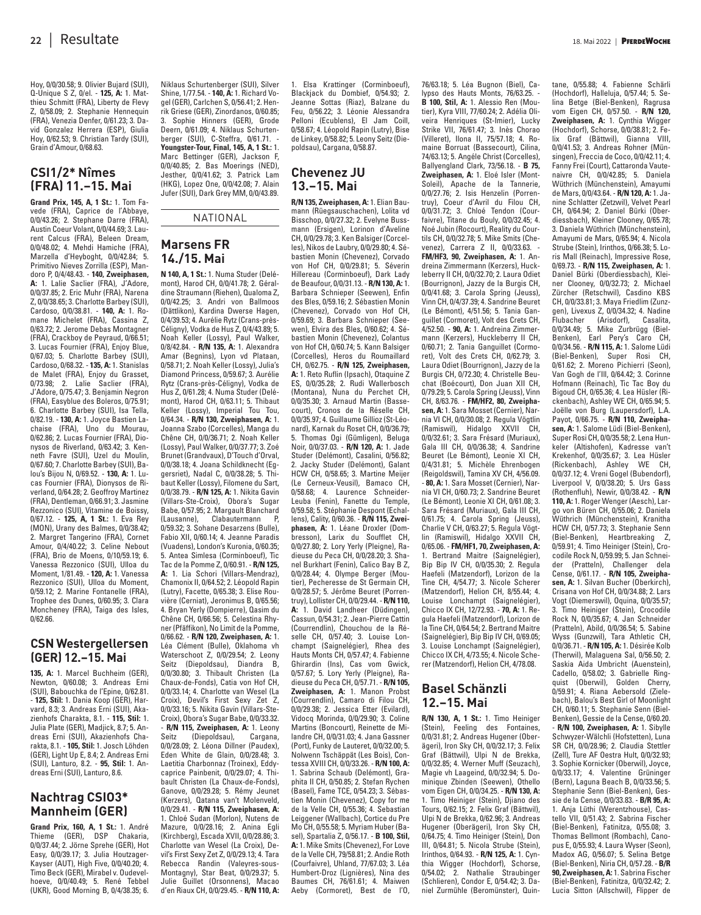Hoy, 0/0/30.58; 9. Olivier Bujard (SUI), Q-Unique S Z, 0/el. - **125, A:** 1. Matthieu Schmitt (FRA), Liberty de Flevy Z, 0/58.09; 2. Stephanie Hennequin (FRA), Venezia Denfer, 0/61.23; 3. David Gonzalez Herrera (ESP), Giulia Hoy, 0/62.53; 9. Christian Tardy (SUI), Grain d'Amour, 0/68.63.

## CSI1/2* Nîmes (FRA) 11.–15. Mai

**Grand Prix, 145, A, 1 St.:** 1. Tom Favede (FRA), Caprice de l'Abbaye, 0/0/43.26; 2. Stephane Darre (FRA), Austin Coeur Volant, 0/0/44.69; 3. Laurent Calcus (FRA), Beleen Dream, 0/0/48.02; 4. Mehdi Hamiche (FRA), Marzella d'Heyboght, 0/0/42.84; 5. Primitivo Nieves Zorrilla (ESP), Mandoro P, 0/4/48.43. - **140, Zweiphasen, A:** 1. Lalie Saclier (FRA), J'Adore, 0/0/37.85; 2. Eric Muhr (FRA), Narena Z, 0/0/38.65; 3. Charlotte Barbey (SUI), Cardoso, 0/0/38.81. - **140, A:** 1. Romane Michelet (FRA), Cassina Z, 0/63.72; 2. Jerome Debas Montagner (FRA), Crackboy de Peyraud, 0/66.51; 3. Lucas Fournier (FRA), Enjoy Blue, 0/67.03; 5. Charlotte Barbey (SUI), Cardoso, 0/68.32. - **135, A:** 1. Stanislas de Malet (FRA), Enjoy du Grasset, 0/73.98; 2. Lalie Saclier (FRA), J'Adore, 0/75.47; 3. Benjamin Negron (FRA), Easyblue des Boleros, 0/75.91; 6. Charlotte Barbey (SUI), Isa Tella, 0/82.19. - **130, A:** 1. Joyce Bastien Lachaise (FRA), Uno du Mourau, 0/62.86; 2. Lucas Fournier (FRA), Dionysos de Riverland, 0/63.42; 3. Kenneth Favre (SUI), Uzel du Moulin, 0/67.60; 7. Charlotte Barbey (SUI), Balou's Bijou N, 0/69.52. - **130, A:** 1. Lucas Fournier (FRA), Dionysos de Riverland, 0/64.28; 2. Geoffroy Martinez (FRA), Dentleman, 0/66.91; 3. Jasmine Rezzonico (SUI), Vitamine de Boissy, 0/67.12. - **125, A, 1 St.:** 1. Eva Rey (MON), Urany des Balmes, 0/0/38.42; 2. Margret Tangerino (FRA), Cornet Amour, 0/4/40.22; 3. Celine Nebout (FRA), Brio de Moens, 0/10/59.19; 6. Vanessa Rezzonico (SUI), Ulloa du Moment, 1/81.49. - **120, A:** 1. Vanessa Rezzonico (SUI), Ulloa du Moment, 0/59.12; 2. Marine Fontanelle (FRA), Trophee des Dunes, 0/60.95; 3. Clara Moncheney (FRA), Taiga des Isles, 0/62.66.

## CSN Westergellersen (GER) 12.–15. Mai

**135, A:** 1. Marcel Buchheim (GER), Newton, 0/60.08; 3. Andreas Erni (SUI), Babouchka de l'Epine, 0/62.81. - **125, Stil:** 1. Dania Koop (GER), Harvard, 8.3; 3. Andreas Erni (SUI), Akazienhofs Charakta, 8.1. - **115, Stil:** 1. Julia Plate (GER), Madjick, 8.7; 5. Andreas Erni (SUI), Akazienhofs Charakta, 8.1. - **105, Stil:** 1. Josch Löhden (GER), Light Up E, 8.4; 2. Andreas Erni (SUI), Lanturo, 8.2. - **95, Stil:** 1. Andreas Erni (SUI), Lanturo, 8.6.

## Nachtrag CSIO3* Mannheim (GER)

**Grand Prix, 160, A, 1 St.:** 1. André Thieme (GER), DSP Chakaria, 0/0/37.44; 2. Jörne Sprehe (GER), Hot Easy, 0/0/39.17; 3. Julia Houtzager-Kayser (AUT), High Five, 0/0/40.20; 4. Timo Beck (GER), Mirabel v. Oudevelhoeve, 0/0/40.49; 5. René Tebbel (UKR), Good Morning B, 0/4/38.35; 6. Niklaus Schurtenberger (SUI), Silver Shine, 1/77.54. - **140, A:** 1. Richard Vogel (GER), Carlchen S, 0/56.41; 2. Henrik Griese (GER), Zinordanos, 0/60.85; 3. Sophie Hinners (GER), Grode Deern, 0/61.09; 4. Niklaus Schurtenberger (SUI), C-Steffra, 0/61.71. - **Youngster-Tour, Final, 145, A, 1 St.:** 1. Marc Bettinger (GER), Jackson F, 0/0/40.85; 2. Bas Moerings (NED), Jesther, 0/0/41.62; 3. Patrick Lam (HKG), Lopez One, 0/0/42.08; 7. Alain Jufer (SUI), Dark Grey MM, 0/0/43.89.

# NATIONAL

## Marsens FR 14./15. Mai

**N 140, A, 1 St.:** 1. Numa Studer (Delémont), Harod CH, 0/0/41.78; 2. Géraldine Straumann (Riehen), Qualoma Z, 0/0/42.25; 3. Andri von Ballmoos (Dättlikon), Kardina Dwerse Hagen, 0/4/39.53; 4. Aurélie Rytz (Crans-près-Céligny), Vodka de Hus Z, 0/4/43.89; 5. Noah Keller (Lossy), Paul Walker, 0/8/42.84. - **R/N 135, A:** 1. Alexandra Amar (Begnins), Lyon vd Plataan, 0/58.71; 2. Noah Keller (Lossy), Julia's Diamond Princess, 0/59.67; 3. Aurélie Rytz (Crans-près-Céligny), Vodka de Hus Z, 0/61.28; 4. Numa Studer (Delémont), Harod CH, 0/63.11; 5. Thibault Keller (Lossy), Imperial Tou Tou, 0/64.34. - **R/N 130, Zweiphasen, A:** 1. Joanna Szabo (Corcelles), Manga du Chêne CH, 0/0/36.71; 2. Noah Keller (Lossy), Paul Walker, 0/0/37.77; 3. Zoé Brunet (Grandvaux), D'Touch d'Orval, 0/0/38.18; 4. Joana Schildknecht (Eggersriet), Nadal C, 0/0/38.28; 5. Thibaut Keller (Lossy), Filomene du Sart, 0/0/38.79. - **R/N 125, A:** 1. Nikita Gavin (Villars-Ste-Croix), Obora's Sugar Babe, 0/57.95; 2. Margault Blanchard (Lausanne), Clabautermann P, 0/59.32; 3. Sohane Desarzens (Bulle), Fabio XII, 0/60.14; 4. Jeanne Paradis (Vuadens), London's Kuronia, 0/60.35; 5. Antea Simlesa (Corminboeuf), Tic Tac de la Pomme Z, 0/60.91. - **R/N 125, A:** 1. Lia Schori (Villars-Mendraz), Chamonix II, 0/64.52; 2. Léopold Rapin (Lutry), Facette, 0/65.38; 3. Elise Rouvière (Cerniat), Jeronimus B, 0/65.56; 4. Bryan Yerly (Dompierre), Qasim du Chêne CH, 0/66.56; 5. Celestina Rhyner (Pfäffikon), No Limit de la Pomme, 0/66.62. - **R/N 120, Zweiphasen, A:** 1. Léa Clément (Bulle), Oklahoma vh Waterschoot Z, 0/0/29.54; 2. Leony Seitz (Diepoldsau), Diandra B, 0/0/30.80; 3. Thibault Christen (La Chaux-de-Fonds), Catia von Hof CH, 0/0/33.14; 4. Charlotte van Wesel (La Croix), Devil's First Sexy Zet Z, 0/0/33.16; 5. Nikita Gavin (Villars-Ste-Croix), Obora's Sugar Babe, 0/0/33.32. - **R/N 115, Zweiphasen, A:** 1. Leony Seitz (Diepoldsau), Cargana, 0/0/28.09; 2. Léona Dillner (Paudex), Eden White de Glain, 0/0/28.48; 3. Laetitia Charbonnaz (Troinex), Eddycaprice Painbenit, 0/0/29.07; 4. Thibault Christen (La Chaux-de-Fonds), Ganove, 0/0/29.28; 5. Rémy Jeunet (Kerzers), Qatana van't Molenveld, 0/0/29.41. - **R/N 115, Zweiphasen, A:** 1. Chloé Sudan (Morlon), Nutens de Mazure, 0/0/28.16; 2. Anina Egli (Kirchberg), Escada XVII, 0/0/28.86; 3. Charlotte van Wesel (La Croix), Devil's First Sexy Zet Z, 0/0/29.13; 4. Tara Rebecca Randin (Valeyres-sous-Montagny), Star Beat, 0/0/29.37; 5. Julie Guillet (Orsonnens), Macao d'en Riaux CH, 0/0/29.45. - **R/N 110, A:** 1. Elsa Krattinger (Corminboeuf), Blackjack du Dombief, 0/54.93; 2. Jeanne Sottas (Riaz), Balzane du Feu, 0/56.22; 3. Léonie Alessandra Pelloni (Ecublens), El Jam Coill, 0/58.67; 4. Léopold Rapin (Lutry), Bise de Linkey, 0/58.82; 5. Leony Seitz (Diepoldsau), Cargana, 0/58.87.

## Chevenez JU 13.–15. Mai

**R/N 135, Zweiphasen, A:** 1. Elian Baumann (Rüegsauschachen), Lolita vd Bisschop, 0/0/27.32; 2. Evelyne Bussmann (Ersigen), Lorinon d'Aveline CH, 0/0/29.78; 3. Ken Balsiger (Corcelles), Nikos de Laubry, 0/0/29.80; 4. Sébastien Monin (Chevenez), Corvado von Hof CH, 0/0/29.81; 5. Séverin Hillereau (Corminboeuf), Dark Lady de Beaufour, 0/0/31.13. - **R/N 130, A:** 1. Barbara Schnieper (Seewen), Enfin des Bles, 0/59.16; 2. Sébastien Monin (Chevenez), Corvado von Hof CH, 0/59.69; 3. Barbara Schnieper (Seewen), Elvira des Bles, 0/60.62; 4. Sébastien Monin (Chevenez), Colantus von Hof CH, 0/60.74; 5. Kann Balsiger (Corcelles), Heros du Roumaillard CH, 0/62.75. - **R/N 125, Zweiphasen, A:** 1. Reto Ruflin (Ipsach), Otaquine Z ES, 0/0/35.28; 2. Rudi Wallerbosch (Montana), Nuna du Perchet CH, 0/0/35.30; 3. Arnaud Martin (Bassecourt), Cronos de la Réselle CH, 0/0/35.97; 4. Guillaume Gillioz (St-Léonard), Karnak du Roset CH, 0/0/36.79; 5. Thomas Ogi (Gümligen), Beluga Noir, 0/0/37.03. - **R/N 120, A:** 1. Jade Studer (Delémont), Casalini, 0/56.82; 2. Jacky Studer (Delémont), Galant HCW CH, 0/58.65; 3. Martine Meijer (Le Cerneux-Veusil), Bamaco CH, 0/58.68; 4. Laurence Schneider-Leuba (Fenin), Fanette du Temple, 0/59.58; 5. Stéphanie Despont (Echallens), Cality, 0/60.36. - **R/N 115, Zweiphasen, A:** 1. Léane Droxler (Dombresson), Larix du Soufflet CH, 0/0/27.80; 2. Lory Yerly (Pleigne), Radieuse du Peca CH, 0/0/28.20; 3. Shanel Burkhart (Fenin), Calico Bay B Z, 0/0/28.44; 4. Olympe Berger (Moutier), Pecheresse de St Germain CH, 0/0/28.57; 5. Jérôme Beuret (Porrentruy), Lollister CH, 0/0/29.44. - **R/N 110, A:** 1. David Landheer (Düdingen), Cassun, 0/54.31; 2. Jean-Pierre Cattin (Courrendlin), Chouchou de la Réselle CH, 0/57.40; 3. Louise Lonchampt (Saignelégier), Rhea des Hauts Monts CH, 0/57.47; 4. Fabienne Ghirardin (Ins), Cas vom Gwick, 0/57.67; 5. Lory Yerly (Pleigne), Radieuse du Peca CH, 0/57.71. - **R/N 105, Zweiphasen, A:** 1. Manon Probst (Courrendlin), Camaro di Filou CH, 0/0/29.38; 2. Jessica Etter (Evilard), Vidocq Morinda, 0/0/29.90; 3. Coline Martins (Boncourt), Reinette de Milandre CH, 0/0/31.03; 4. Jana Gassner (Port), Funky de Lauteret, 0/0/32.00; 5. Nolwenn Tschäppät (Les Bois), Contessa XVIII CH, 0/0/33.26. - **R/N 100, A:** 1. Sabrina Schaub (Delémont), Graphita II CH, 0/50.85; 2. Stefan Rychen (Basel), Fame TCE, 0/54.23; 3. Sébastien Monin (Chevenez), Copy for me de la Velle CH, 0/55.36; 4. Sebastian Leiggener (Wallbach), Cortice du Pre Mo CH, 0/55.58; 5. Myriam Huber (Basel), Spartalia Z, 0/56.17. - **B 100, Stil, A:** 1. Mike Smits (Chevenez), For Love de la Velle CH, 79/58.81; 2. Andie Roth (Courfaivre), Uhland, 77/67.03; 3. Léa Humbert-Droz (Lignières), Nina des Baumes CH, 76/61.61; 4. Maiwen Aeby (Cormoret), Best de l'O, 76/63.18; 5. Léa Bugnon (Biel), Calypso des Hauts Monts, 76/63.25. - **B 100, Stil, A:** 1. Alessio Ren (Moutier), Kyra VIII, 77/60.24; 2. Adélia Oliveira Henriques (St-Imier), Lucky Strike VII, 76/61.47; 3. Inès Chorao (Villeret), Ilona II, 75/57.18; 4. Romaine Borruat (Bassecourt), Cilina, 74/63.13; 5. Angéle Christ (Corcelles), Ballyengland Clark, 73/56.18. - **B 75, Zweiphasen, A:** 1. Eloé Isler (Mont-Soleil), Apache de la Tannerie, 0/0/27.76; 2. Isis Henzelin (Porrentruy), Coeur d'Avril du Filou CH, 0/0/31.72; 3. Chloé Tendon (Courfaivre), Titane du Bouly, 0/0/32.45; 4. Noé Jubin (Rocourt), Reality du Courtils CH, 0/0/32.78; 5. Mike Smits (Chevenez), Carrera Z II, 0/0/33.63. - **FM/HF3, 90, Zweiphasen, A:** 1. Andreina Zimmermann (Kerzers), Huckleberry II CH, 0/0/32.70; 2. Laura Odiet (Bourrignon), Jazzy de la Burgis CH, 0/0/41.68; 3. Carola Spring (Jeuss), Vinn CH, 0/4/37.39; 4. Sandrine Beuret (Le Bémont), 4/51.56; 5. Tania Ganguillet (Cormoret), Volt des Crets CH, 4/52.50. - **90, A:** 1. Andreina Zimmermann (Kerzers), Huckleberry II CH, 0/60.71; 2. Tania Ganguillet (Cormoret), Volt des Crets CH, 0/62.79; 3. Laura Odiet (Bourrignon), Jazzy de la Burgis CH, 0/72.30; 4. Christelle Beuchat (Boécourt), Don Juan XII CH, 0/79.29; 5. Carola Spring (Jeuss), Vinn CH, 8/63.76. - **FM/HF2, 80, Zweiphasen, A:** 1. Sara Mosset (Cernier), Narnia VI CH, 0/0/30.08; 2. Regula Vögtlin (Ramiswil), Hidalgo XXVII CH, 0/0/32.61; 3. Sara Frésard (Muriaux), Gala III CH, 0/0/36.38; 4. Sandrine Beuret (Le Bémont), Leonie XI CH, 0/4/31.81; 5. Michèle Ehrenbogen (Reigoldswil), Tamina XV CH, 4/56.09. - **80, A:** 1. Sara Mosset (Cernier), Narnia VI CH, 0/60.73; 2. Sandrine Beuret (Le Bémont), Leonie XI CH, 0/61.08; 3. Sara Frésard (Muriaux), Gala III CH, 0/61.75; 4. Carola Spring (Jeuss), Charlie V CH, 0/63.27; 5. Regula Vögtlin (Ramiswil), Hidalgo XXVII CH, 0/65.06. - **FM/HF1, 70, Zweiphasen, A:** 1. Bertrand Maitre (Saignelégier), Bip Bip IV CH, 0/0/35.30; 2. Regula Haefeli (Matzendorf), Lorizon de la Tine CH, 4/54.77; 3. Nicole Scherer (Matzendorf), Helion CH, 8/55.44; 4. Louise Lonchampt (Saignelégier), Chicco IX CH, 12/72.93. - **70, A:** 1. Regula Haefeli (Matzendorf), Lorizon de la Tine CH, 0/64.54; 2. Bertrand Maitre (Saignelégier), Bip Bip IV CH, 0/69.05; 3. Louise Lonchampt (Saignelégier), Chicco IX CH, 4/73.55; 4. Nicole Scherer (Matzendorf), Helion CH, 4/78.08.

## Basel Schänzli 12.–15. Mai

**R/N 130, A, 1 St.:** 1. Timo Heiniger (Stein), Feeling des Fontaines, 0/0/31.81; 2. Andreas Hugener (Oberägeri), Iron Sky CH, 0/0/32.17; 3. Felix Graf (Bättwil), Ulpi N de Brekka, 0/0/32.85; 4. Werner Muff (Seuzach), Magie vh Laageind, 0/0/32.94; 5. Dominique Zbinden (Seewen), Othello vom Eigen CH, 0/0/34.25. - **R/N 130, A:** 1. Timo Heiniger (Stein), Djiano des Tours, 0/62.15; 2. Felix Graf (Bättwil), Ulpi N de Brekka, 0/62.96; 3. Andreas Hugener (Oberägeri), Iron Sky CH, 0/64.75; 4. Timo Heiniger (Stein), Don III, 0/64.81; 5. Nicola Strube (Stein), Irinthos, 0/64.93. - **R/N 125, A:** 1. Cynthia Wigger (Hochdorf), Schorse, 0/54.02; 2. Nathalie Straubinger (Schlieren), Condor E, 0/54.42; 3. Daniel Zurmühle (Beromünster), Quintane, 0/55.88; 4. Fabienne Schärli (Hochdorf), Halleluja, 0/57.44; 5. Selina Betge (Biel-Benken), Ragrusa vom Eigen CH, 0/57.50. - **R/N 120, Zweiphasen, A:** 1. Cynthia Wigger (Hochdorf), Schorse, 0/0/38.81; 2. Felix Graf (Bättwil), Gianna VIII, 0/0/41.53; 3. Andreas Rohner (Münsingen), Freccia de Coco, 0/0/42.11; 4. Fanny Frei (Court), Cattaronda Vautenaivre CH, 0/0/42.85; 5. Daniela Wüthrich (Münchenstein), Amayumi de Mars, 0/0/43.64. - **R/N 120, A:** 1. Janine Schlatter (Zetzwil), Velvet Pearl CH, 0/64.94; 2. Daniel Bürki (Oberdiessbach), Kleiner Clooney, 0/65.78; 3. Daniela Wüthrich (Münchenstein), Amayumi de Mars, 0/65.94; 4. Nicola Strube (Stein), Irinthos, 0/66.38; 5. Loris Mall (Reinach), Impressive Rose, 0/69.73. - **R/N 115, Zweiphasen, A:** 1. Daniel Bürki (Oberdiessbach), Kleiner Clooney, 0/0/32.73; 2. Michael Zürcher (Retschwil), Casdino KBS CH, 0/0/33.81; 3. Maya Friedlim (Zunzgen), Livexus Z, 0/0/34.32; 4. Nadine Flubacher (Arisdorf), Casalita, 0/0/34.49; 5. Mike Zurbrügg (Biel-Benken), Earl Pery's Caro CH, 0/0/34.56. - **R/N 115, A:** 1. Salome Lüdi (Biel-Benken), Super Rosi CH, 0/61.62; 2. Moreno Pichierri (Seon), Van Gogh de l'Ill, 0/64.42; 3. Corinne Hofmann (Reinach), Tic Tac Boy du Bigoud CH, 0/65.36; 4. Lea Hüsler (Rickenbach), Ashley WE CH, 0/65.94; 5. Joëlle von Burg (Laupersdorf), L.A. Payot, 0/66.75. - **R/N 110, Zweiphasen, A:** 1. Salome Lüdi (Biel-Benken), Super Rosi CH, 0/0/35.58; 2. Lena Hunkeler (Altishofen), Kadresse van't Krekenhof, 0/0/35.67; 3. Lea Hüsler (Rickenbach), Ashley WE CH, 0/0/37.12; 4. Vreni Gogel (Bubendorf), Liverpool V, 0/0/38.20; 5. Urs Gass (Rothenfluh), Newir, 0/0/38.42. - **R/N 110, A:** 1. Roger Wenger (Aesch), Largo von Büren CH, 0/55.06; 2. Daniela Wüthrich (Münchenstein), Kranitha HCW CH, 0/57.73; 3. Stephanie Senn (Biel-Benken), Heartbreaking Z, 0/59.91; 4. Timo Heiniger (Stein), Crocodile Rock N, 0/59.99; 5. Jan Schneider (Pratteln), Challenger dela Cense, 0/61.17. - **R/N 105, Zweiphasen, A:** 1. Silvan Bucher (Oberkirch), Crisana von Hof CH, 0/0/34.88; 2. Lars Vogt (Diemerswil), Oquina, 0/0/35.57; 3. Timo Heiniger (Stein), Crocodile Rock N, 0/0/35.67; 4. Jan Schneider (Pratteln), Abild, 0/0/36.54; 5. Sabine Wyss (Gunzwil), Tara Athletic CH, 0/0/36.71. - **R/N 105, A:** 1. Désirée Kolb (Therwil), Malaguena Sal, 0/56.50; 2. Saskia Aida Umbricht (Auenstein), Cadello, 0/58.02; 3. Gabrielle Ringquist (Oberwil), Golden Cherry, 0/59.91; 4. Riana Aebersold (Zielebach), Balou's Best Girl of Moonlight CH, 0/60.11; 5. Stephanie Senn (Biel-Benken), Gessie de la Cense, 0/60.20. - **R/N 100, Zweiphasen, A:** 1. Sibylle Schwyzer-Wälchli (Hofstetten), Luna SR CH, 0/0/28.96; 2. Claudia Stettler (Zell), Ture AF Oestra Hult, 0/0/32.93; 3. Sophie Kornicker (Oberwil), Joyce, 0/0/33.17; 4. Valentine Grüninger (Bern), Laguna Beach B, 0/0/33.56; 5. Stephanie Senn (Biel-Benken), Gessie de la Cense, 0/0/33.83. - **B/R 95, A:** 1. Anja Lüthi (Werentzhouse), Castello VII, 0/51.43; 2. Sabrina Fischer (Biel-Benken), Fatinitza, 0/55.08; 3. Thomas Bellmont (Rombach), Canopus E, 0/55.93; 4. Laura Wyser (Seon), Madox AG, 0/56.07; 5. Selina Betge (Biel-Benken), Niria CH, 0/57.28. - **B/R 90, Zweiphasen, A:** 1. Sabrina Fischer (Biel-Benken), Fatinitza, 0/0/32.42; 2. Lucia Sitton (Allschwil), Flipper de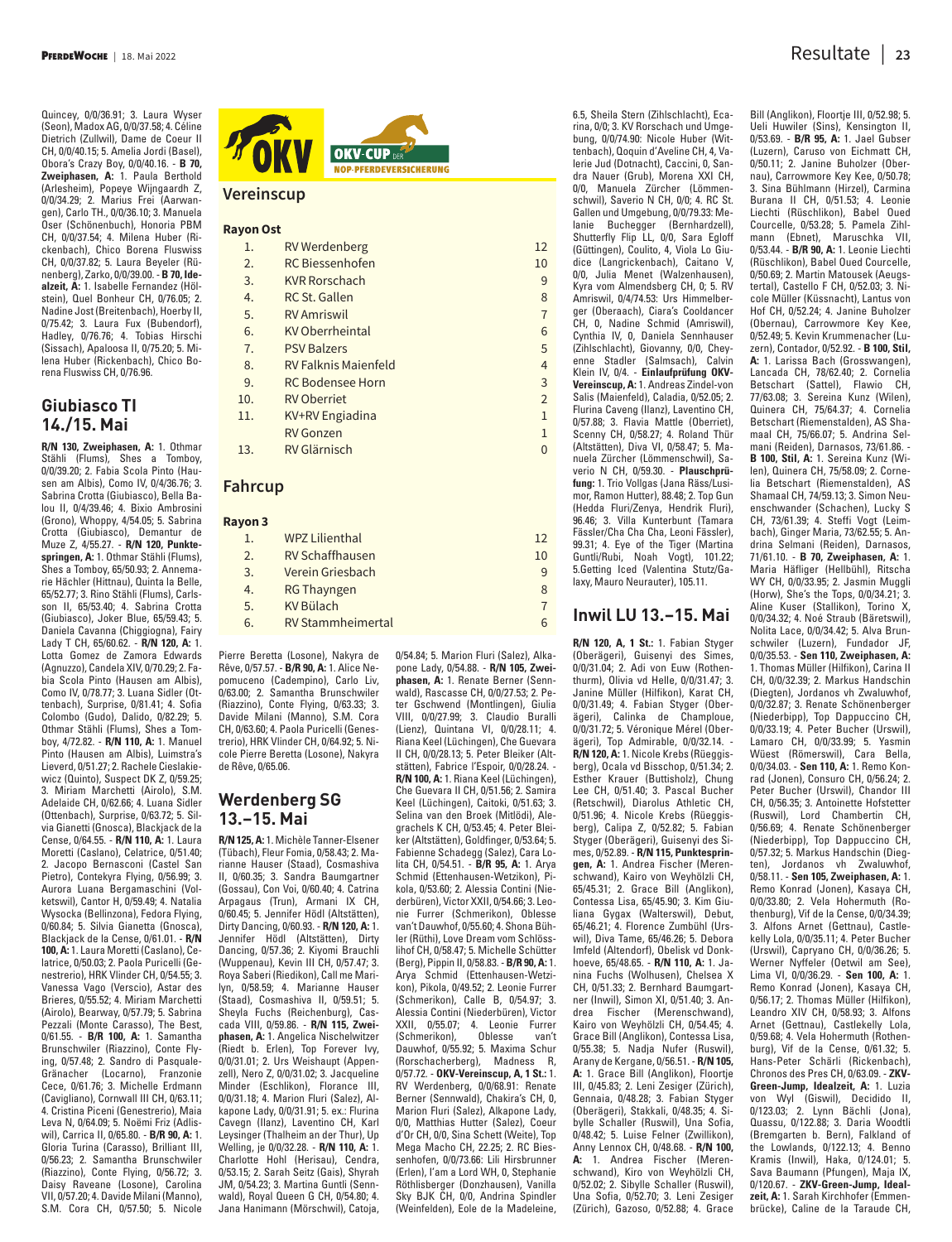Quincey, 0/0/36.91; 3. Laura Wyser (Seon), Madox AG, 0/0/37.58; 4. Céline Dietrich (Zullwil), Dame de Coeur II CH, 0/0/40.15; 5. Amelia Jordi (Basel), Obora's Crazy Boy, 0/0/40.16. - **B 70, Zweiphasen, A:** 1. Paula Berthold (Arlesheim), Popeye Wijngaardh Z, 0/0/34.29; 2. Marius Frei (Aarwangen), Carlo TH., 0/0/36.10; 3. Manuela Oser (Schönenbuch), Honoria PBM CH, 0/0/37.54; 4. Milena Huber (Rickenbach), Chico Borena Fluswiss CH, 0/0/37.82; 5. Laura Beyeler (Rünenberg), Zarko, 0/0/39.00. - **B 70, Idealzeit, A:** 1. Isabelle Fernandez (Hölstein), Quel Bonheur CH, 0/76.05; 2. Nadine Jost (Breitenbach), Hoerby II, 0/75.42; 3. Laura Fux (Bubendorf), Hadley, 0/76.76; 4. Tobias Hirschi (Sissach), Apaloosa II, 0/75.20; 5. Milena Huber (Rickenbach), Chico Borena Fluswiss CH, 0/76.96.

## Giubiasco TI 14./15. Mai

**R/N 130, Zweiphasen, A:** 1. Othmar Stähli (Flums), Shes a Tomboy, 0/0/39.20; 2. Fabia Scola Pinto (Hausen am Albis), Como IV, 0/4/36.76; 3. Sabrina Crotta (Giubiasco), Bella Balou II, 0/4/39.46; 4. Bixio Ambrosini (Grono), Whoppy, 4/54.05; 5. Sabrina Crotta (Giubiasco), Demantur de Muze Z, 4/55.27. - **R/N 120, Punktespringen, A:** 1. Othmar Stähli (Flums), Shes a Tomboy, 65/50.93; 2. Annemarie Hächler (Hittnau), Quinta la Belle, 65/52.77; 3. Rino Stähli (Flums), Carlsson II, 65/53.40; 4. Sabrina Crotta (Giubiasco), Joker Blue, 65/59.43; 5. Daniela Cavanna (Chiggiogna), Fairy Lady T CH, 65/60.62. - **R/N 120, A:** 1. Lotta Gomez de Zamora Edwards (Agnuzzo), Candela XIV, 0/70.29; 2. Fabia Scola Pinto (Hausen am Albis), Como IV, 0/78.77; 3. Luana Sidler (Ottenbach), Surprise, 0/81.41; 4. Sofia Colombo (Gudo), Dalido, 0/82.29; 5. Othmar Stähli (Flums), Shes a Tomboy, 4/72.82. - **R/N 110, A:** 1. Manuel Pinto (Hausen am Albis), Luimstra's Lieverd, 0/51.27; 2. Rachele Cieslakiewicz (Quinto), Suspect DK Z, 0/59.25; 3. Miriam Marchetti (Airolo), S.M. Adelaide CH, 0/62.66; 4. Luana Sidler (Ottenbach), Surprise, 0/63.72; 5. Silvia Gianetti (Gnosca), Blackjack de la Cense, 0/64.55. - **R/N 110, A:** 1. Laura Moretti (Caslano), Celatrice, 0/51.40; 2. Jacopo Bernasconi (Castel San Pietro), Contekyra Flying, 0/56.99; 3. Aurora Luana Bergamaschini (Volketswil), Cantor H, 0/59.49; 4. Natalia Wysocka (Bellinzona), Fedora Flying, 0/60.84; 5. Silvia Gianetta (Gnosca), Blackjack de la Cense, 0/61.01. - **R/N 100, A:** 1. Laura Moretti (Caslano), Celatrice, 0/50.03; 2. Paola Puricelli (Genestrerio), HRK Vlinder CH, 0/54.55; 3. Vanessa Vago (Verscio), Astar des Brieres, 0/55.52; 4. Miriam Marchetti (Airolo), Bearway, 0/57.79; 5. Sabrina Pezzali (Monte Carasso), The Best, 0/61.55. - **B/R 100, A:** 1. Samantha Brunschwiler (Riazzino), Conte Flying, 0/57.48; 2. Sandro di Pasquale-Gränacher (Locarno), Franzonie Cece, 0/61.76; 3. Michelle Erdmann (Cavigliano), Cornwall III CH, 0/63.11; 4. Cristina Piceni (Genestrerio), Maia Leva N, 0/64.09; 5. Noëmi Friz (Adliswil), Carrica II, 0/65.80. - **B/R 90, A:** 1. Gloria Turina (Carasso), Brilliant III, 0/56.23; 2. Samantha Brunschwiler (Riazzino), Conte Flying, 0/56.72; 3. Daisy Raveane (Losone), Carolina VII, 0/57.20; 4. Davide Milani (Manno), S.M. Cora CH, 0/57.50; 5. Nicole Pierre Beretta (Losone), Nakyra de Rêve, 0/57.57. - **B/R 90, A:** 1. Alice Nepomuceno (Cademipno), Carlo Liv, 0/63.00; 2. Samantha Brunschwiler (Riazzino), Conte Flying, 0/63.33; 3. Davide Milani (Manno), S.M. Cora CH, 0/63.60; 4. Paola Puricelli (Genestrerio), HRK Vlinder CH, 0/64.92; 5. Nicole Pierre Beretta (Losone), Nakyra de Rêve, 0/65.06.

OKV – OKV-CUP der NOP-Pferdeversicherung

### Vereinscup

**Rayon Ost**

| | | |
|---|---|---|
| 1. | RV Werdenberg | 12 |
| 2. | RC Biessenhofen | 10 |
| 3. | KVR Rorschach | 9 |
| 4. | RC St. Gallen | 8 |
| 5. | RV Amriswil | 7 |
| 6. | KV Oberrheintal | 6 |
| 7. | PSV Balzers | 5 |
| 8. | RV Falknis Maienfeld | 4 |
| 9. | RC Bodensee Horn | 3 |
| 10. | RC Oberriet | 2 |
| 11. | KV+RV Engiadina | 1 |
| | RV Gonzen | 1 |
| 13. | RV Glärnisch | 0 |

### Fahrcup

**Rayon 3**

| | | |
|---|---|---|
| 1. | WPZ Lilienthal | 12 |
| 2. | RV Schaffhausen | 10 |
| 3. | Verein Griesbach | 9 |
| 4. | RG Thayngen | 8 |
| 5. | KV Bülach | 7 |
| 6. | RV Stammheimertal | 6 |

## Werdenberg SG 13.–15. Mai

**R/N 125, A:** 1. Michèle Tanner-Elsener (Tübach), Fleur Fomia, 0/58.43; 2. Marianne Hauser (Staad), Cosmashiva II, 0/60.35; 3. Sandra Baumgartner (Gossau), Con Voi, 0/60.40; 4. Catrina Arpagaus (Trun), Armani IX CH, 0/60.45; 5. Jennifer Hödl (Altstätten), Dirty Dancing, 0/60.93. - **R/N 120, A:** 1. Jennifer Hödl (Altstätten), Dirty Dancing, 0/57.36; 2. Kiyomi Brauchli (Wuppenau), Kevin III CH, 0/57.47; 3. Roya Saberi (Riedikon), Call me Marilyn, 0/58.59; 4. Marianne Hauser (Staad), Cosmashiva II, 0/59.51; 5. Sheyla Fuchs (Reichenburg), Cascada VIII, 0/59.86. - **R/N 115, Zweiphasen, A:** 1. Angelica Nischelwitzer (Riedt b. Erlen), Top Forever Ivy, 0/0/31.01; 2. Urs Weishaupt (Appenzell), Nero Z, 0/0/31.02; 3. Jacqueline Minder (Eschlikon), Florance III, 0/0/31.18; 4. Marion Fluri (Salez), Alkapone Lady, 0/0/31.91; 5. ex.: Flurina Cavegn (Ilanz), Laventino CH, Karl Leysinger (Thalheim an der Thur), Up Welling, je 0/0/32.28. - **R/N 110, A:** 1. Charlotte Hohl (Herisau), Cendra, 0/53.15; 2. Sarah Seitz (Gais), Shyrah JM, 0/54.23; 3. Martina Guntli (Sennwald), Royal Queen G CH, 0/54.80; 4. Jana Hanimann (Mörschwil), Catoja, 0/54.84; 5. Marion Fluri (Salez), Alkapone Lady, 0/54.88. - **R/N 105, Zweiphasen, A:** 1. Renate Berner (Sennwald), Rascasse CH, 0/0/27.53; 2. Peter Gschwend (Montlingen), Giulia VIII, 0/0/27.99; 3. Claudio Buralli (Lienz), Quintana VI, 0/0/28.11; 4. Riana Keel (Lüchingen), Che Guevara II CH, 0/0/28.13; 5. Peter Bleiker (Altstätten), Fabrice l'Espoir, 0/0/28.24. - **R/N 100, A:** 1. Riana Keel (Lüchingen), Che Guevara II CH, 0/51.56; 2. Samira Keel (Lüchingen), Caitoki, 0/51.63; 3. Selina van den Broek (Mitlödi), Alegrachels K CH, 0/53.45; 4. Peter Bleiker (Altstätten), Goldfinger, 0/53.64; 5. Fabienne Schadegg (Salez), Cara Lolita CH, 0/54.51. - **B/R 95, A:** 1. Arya Schmid (Ettenhausen-Wetzikon), Pikola, 0/53.60; 2. Alessia Contini (Niederbüren), Victor XXII, 0/54.66; 3. Leonie Furrer (Schmerikon), Oblesse van't Dauwhof, 0/55.60; 4. Shona Bühler (Rüthi), Love Dream vom Schlösslihof CH, 0/58.47; 5. Michelle Schütter (Berg), Pippin II, 0/58.83. - **B/R 90, A:** 1. Arya Schmid (Ettenhausen-Wetzikon), Pikola, 0/49.52; 2. Leonie Furrer (Schmerikon), Calle B, 0/54.97; 3. Alessia Contini (Niederbüren), Victor XXII, 0/55.07; 4. Leonie Furrer (Schmerikon), Oblesse van't Dauwhof, 0/55.92; 5. Maxima Schur (Rorschacherberg), Madness R, 0/57.72. - **OKV-Vereinscup, A, 1 St.:** 1. RV Werdenberg, 0/0/68.91: Renate Berner (Sennwald), Rascasse CH, 0/0, Marion Fluri (Salez), Alkapone Lady, 0/0, Matthias Hutter (Salez), Coeur d'Or CH, 0/0, Sina Schett (Weite), Top Mega Macho CH, 22.25; 2. RC Biessenhofen, 0/0/73.66: Lili Hirsbrunner (Erlen), I'am a Lord WH, 0, Stephanie Röthlisberger (Donzhausen), Vanilla Sky BJK CH, 0/0, Andrina Spindler (Weinfelden), Eole de la Madeleine, 6.5, Sheila Stern (Zihlschlacht), Ecarina, 0/0; 3. KV Rorschach und Umgebung, 0/0/74.90: Nicole Huber (Wittenbach), Qoquin d'Aveline CH, 4, Valerie Jud (Dotnacht), Caccini, 0, Sandra Nauer (Grub), Morena XXI CH, 0/0, Manuela Zürcher (Lömmenschwil), Saverio N CH, 0/0; 4. RC St. Gallen und Umgebung, 0/0/79.33: Melanie Buchegger (Bernhardzell), Shutterfly Flip LL, 0/0, Sara Egloff (Güttingen), Coulito, 4, Viola Lo Giudice (Langrickenbach), Caitano V, 0/0, Julia Menet (Walzenhausen), Kyra vom Almendsberg CH, 0; 5. RV Amriswil, 0/4/74.53: Urs Himmelberger (Oberaach), Ciara's Cooldancer CH, 0, Nadine Schmid (Amriswil), Cynthia IV, 0, Daniela Sennhauser (Zihlschlacht), Giovanny, 0/0, Cheyenne Stadler (Salmsach), Calvin Klein IV, 0/4. - **Einlaufprüfung OKV-Vereinscup, A:** 1. Andreas Zindel-von Salis (Maienfeld), Caladia, 0/52.05; 2. Flurina Caveng (Ilanz), Laventino CH, 0/57.88; 3. Flavia Mattle (Oberriet), Scenny CH, 0/58.27; 4. Roland Thür (Altstätten), Diva VI, 0/58.47; 5. Manuela Zürcher (Lömmenschwil), Saverio N CH, 0/59.30. - **Plauschprüfung:** 1. Trio Vollgas (Jana Räss/Lusimor, Ramon Hutter), 88.48; 2. Top Gun (Hedda Fluri/Zenya, Hendrik Fluri), 96.46; 3. Villa Kunterbunt (Tamara Fässler/Cha Cha Cha, Leoni Fässler), 99.31; 4. Eye of the Tiger (Martina Guntli/Rubi, Noah Vogt), 101.22; 5.Getting Ice Cream (Valentina Stutz/Galaxy, Mauro Neurauter), 105.11.

## Inwil LU 13.–15. Mai

**R/N 120, A, 1 St.:** 1. Fabian Styger (Oberägeri), Guisenyi des Simes, 0/0/31.04; 2. Adi von Euw (Rothenthurm), Olivia vd Helle, 0/0/31.47; 3. Janine Müller (Hilfikon), Karat CH, 0/0/31.49; 4. Fabian Styger (Oberägeri), Calinka de Champloue, 0/0/31.72; 5. Véronique Mérel (Oberägeri), Top Admirable, 0/0/32.14. - **R/N 120, A:** 1. Nicole Krebs (Rüeggisberg), Ocala vd Kroonhoeve, 0/51.34; 2. Esther Krauer (Buttisholz), Chung Lee CH, 0/51.40; 3. Pascal Bucher (Retschwil), Diarolus Athletic CH, 0/51.96; 4. Nicole Krebs (Rüeggisberg), Calipa Z, 0/52.82; 5. Fabian Styger (Oberägeri), Guisenyi des Simes, 0/52.89. - **R/N 115, Punktespringen, A:** 1. Andrea Fischer (Merenschwand), Kairo von Weyhölzli CH, 65/45.31; 2. Grace Bill (Anglikon), Contessa Lisa, 65/45.90; 3. Kim Giuliana Gygax (Walterswil), Debut, 65/46.21; 4. Florence Zumbühl (Urswil), Diva Tame, 65/46.26; 5. Debora Imfeld (Altendorf), Obelisk vd Donkhoeve, 65/48.65. - **R/N 110, A:** 1. Janina Fuchs (Wolhusen), Chelsea X CH, 0/51.33; 2. Bernhard Baumgartner (Inwil), Simon XI, 0/51.40; 3. Andrea Fischer (Merenschwand), Kairo von Weyhölzli CH, 0/54.45; 4. Grace Bill (Anglikon), Contessa Lisa, 0/55.38; 5. Nadja Nufer (Ruswil), Arany de Kergane, 0/56.51. - **R/N 105, A:** 1. Grace Bill (Anglikon), Floortje III, 0/45.83; 2. Leni Zesiger (Zürich), Gennaia, 0/48.28; 3. Fabian Styger (Oberägeri), Stakkali, 0/48.35; 4. Sibylle Schaller (Ruswil), Una Sofia, 0/48.42; 5. Luise Felner (Zwillikon), Anny Lennox CH, 0/48.68. - **R/N 100, A:** 1. Andrea Fischer (Merenschwand), Kiro von Weyhölzli CH, 0/52.02; 2. Sibylle Schaller (Ruswil), Una Sofia, 0/52.70; 3. Leni Zesiger (Zürich), Gazoso, 0/52.88; 4. Grace Bill (Anglikon), Floortje III, 0/52.98; 5. Ueli Huwiler (Sins), Kensington II, 0/53.69. - **B/R 95, A:** 1. Jael Gubser (Luzern), Caruso von Eichmatt CH, 0/50.11; 2. Janine Buholzer (Obernau), Carrowmore Key Kee, 0/50.78; 3. Sina Bühlmann (Hirzel), Carmina Burana II CH, 0/51.53; 4. Leonie Liechti (Rüschlikon), Babel Oued Courcelle, 0/53.28; 5. Pamela Zihlmann (Ebnet), Maruschka VII, 0/53.44. - **B/R 90, A:** 1. Leonie Liechti (Rüschlikon), Babel Oued Courcelle, 0/50.69; 2. Martin Matousek (Aeugstertal), Castello F CH, 0/52.03; 3. Nicole Müller (Küssnacht), Lantus von Hof CH, 0/52.24; 4. Janine Buholzer (Obernau), Carrowmore Key Kee, 0/52.49; 5. Kevin Krummenacher (Luzern), Contador, 0/52.92. - **B 100, Stil, A:** 1. Larissa Bach (Grosswangen), Lancada CH, 78/62.40; 2. Cornelia Betschart (Sattel), Flawio CH, 77/63.08; 3. Sereina Kunz (Wilen), Quinera CH, 75/64.37; 4. Cornelia Betschart (Riemenstalden), AS Shamaal CH, 75/66.07; 5. Andrina Selmani (Reiden), Darnasos, 73/61.86. - **B 100, Stil, A:** 1. Sereina Kunz (Wilen), Quinera CH, 75/58.09; 2. Cornelia Betschart (Riemenstalden), AS Shamaal CH, 74/59.13; 3. Simon Neuenschwander (Schachen), Lucky S CH, 73/61.39; 4. Steffi Vogt (Leimbach), Ginger Maria, 73/62.55; 5. Andrina Selmani (Reiden), Darnasos, 71/61.10. - **B 70, Zweiphasen, A:** 1. Maria Häfliger (Hellbühl), Ritscha WY CH, 0/0/33.95; 2. Jasmin Muggli (Horw), She's the Tops, 0/0/34.21; 3. Aline Kuser (Stallikon), Torino X, 0/0/34.32; 4. Noé Straub (Bäretswil), Nolita Lace, 0/0/34.42; 5. Alva Brunschwiler (Luzern), Fundador JF, 0/0/35.53. - **Sen 110, Zweiphasen, A:** 1. Thomas Müller (Hilfikon), Carina II CH, 0/0/32.39; 2. Markus Handschin (Diegten), Jordanos vh Zwaluwhof, 0/0/32.87; 3. Renate Schönenberger (Niederbipp), Top Dappuccino CH, 0/0/33.19; 4. Peter Bucher (Urswil), Lamaro CH, 0/0/33.99; 5. Yasmin Wüest (Römerswil), Cara Bella, 0/0/34.03. - **Sen 110, A:** 1. Remo Konrad (Jonen), Consuro CH, 0/56.24; 2. Peter Bucher (Urswil), Chandor III CH, 0/56.35; 3. Antoinette Hofstetter (Ruswil), Lord Chambertin CH, 0/56.69; 4. Renate Schönenberger (Niederbipp), Top Dappuccino CH, 0/57.32; 5. Markus Handschin (Diegten), Jordanos vh Zwaluwhof, 0/58.11. - **Sen 105, Zweiphasen, A:** 1. Remo Konrad (Jonen), Kasaya CH, 0/0/33.80; 2. Vela Hohermuth (Rothenburg), Vif de la Cense, 0/0/34.39; 3. Alfons Arnet (Gettnau), Castlekelly Lola, 0/0/35.11; 4. Peter Bucher (Urswil), Capryano CH, 0/0/36.26; 5. Werner Nyffeler (Oetwil am See), Lima VI, 0/0/36.29. - **Sen 100, A:** 1. Remo Konrad (Jonen), Kasaya CH, 0/56.17; 2. Thomas Müller (Hilfikon), Leandro XIV CH, 0/58.93; 3. Alfons Arnet (Gettnau), Castlekelly Lola, 0/59.68; 4. Vela Hohermuth (Rothenburg), Vif de la Cense, 0/61.32; 5. Hans-Peter Schärli (Rickenbach), Chronos des Pres CH, 0/63.09. - **ZKV-Green-Jump, Idealzeit, A:** 1. Luzia von Wyl (Giswil), Decidido II, 0/123.03; 2. Lynn Bächli (Jona), Quassu, 0/122.88; 3. Daria Woodtli (Bremgarten b. Bern), Falkland of the Lowlands, 0/122.13; 4. Benno Kramis (Inwil), Haka, 0/124.01; 5. Sava Baumann (Pfungen), Maja IX, 0/120.67. - **ZKV-Green-Jump, Idealzeit, A:** 1. Sarah Kirchhofer (Emmenbrücke), Caline de la Taraude CH,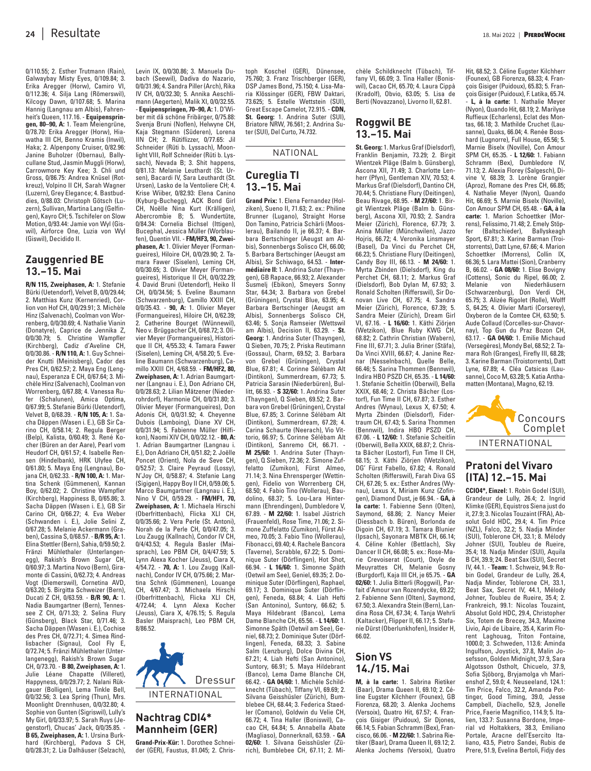0/110.55; 2. Esther Trutmann (Rain), Galwaybay Misty Eyes, 0/109.84; 3. Erika Aregger (Horw), Camiro VI, 0/112.36; 4. Silja Lang (Römerswil), Kilcogy Dawn, 0/107.68; 5. Marina Hannig (Langnau am Albis), Fahrenheit's Queen, 117.16. - **Equipenspringen, 80–90, A:** 1. Team Meiengrüne, 0/78.70: Erika Aregger (Horw), Hiawatha III CH, Benno Kramis (Inwil), Haka; 2. Alpenpony Cruiser, 0/82.96: Janine Buholzer (Obernau), Ballycullane Stud, Jasmin Muggli (Horw), Carrowmore Key Kee; 3. Chli und Gross, 0/86.75: Andrea Knüsel (Rotkreuz), Volpino II CH, Sarah Wagner (Luzern), Grey Elegance; 4. Bastbuddies, 0/88.03: Christoph Götsch (Luzern), Sullivan, Martina Lang (Gelfingen), Kayro CH; 5. Tschifeler on Slow Motion, 0/93.44: Jamie von Wyl (Giswil), Airforce One, Luzia von Wyl (Giswil), Decidido II.

## Zauggenried BE 13.–15. Mai

**R/N 115, Zweiphasen, A:** 1. Stefanie Bürki (Uetendorf), Velvet B, 0/0/29.44; 2. Matthias Kunz (Kernenried), Corlion von Hof CH, 0/0/29.91; 3. Michèle Hinz (Salvenach), Coolman von Worrenberg, 0/0/30.69; 4. Nathalie Vianin (Donatyre), Caprice de Jennika Z, 0/0/30.79; 5. Christine Wampfler (Kirchberg), Cadiz d'Aveline CH, 0/0/30.86. - **R/N 110, A:** 1. Guy Schneider Knutti (Meinisberg), Cador des Pres CH, 0/62.57; 2. Maya Eng (Lengnau), Esperanza E CH, 0/67.64; 3. Michèle Hinz (Salvenach), Coolman von Worrenberg, 0/67.88; 4. Vanessa Rufer (Schalunen), Amica Optima, 0/67.99; 5. Stefanie Bürki (Uetendorf), Velvet B, 0/68.39. - **R/N 105, A:** 1. Sacha Däppen (Wasen i. E.), GB Sir Carino CH, 0/58.14; 2. Regula Berger (Belp), Kalista, 0/60.49; 3. René Kocher (Büren an der Aare), Pearl vom Heudorf CH, 0/61.57; 4. Isabelle Rensen (Hindelbank), HRK Ulyfee CH, 0/61.80; 5. Maya Eng (Lengnau), Bojana CH, 0/62.33. - **R/N 100, A:** 1. Martina Schenk (Gümmenen), Kannan Boy, 0/62.02; 2. Christine Wampfler (Kirchberg), Happiness B, 0/65.86; 3. Sacha Däppen (Wasen i. E.), GB Sir Carino CH, 0/66.27; 4. Eva Weber (Schwanden i. E.), Jolie Selini Z, 0/67.28; 5. Melanie Ackermann (Graben), Cassina S, 0/68.57. - **B/R 95, A:** 1. Elina Stettler (Bern), Sahia, 0/59.50; 2. Fränzi Mühlethaler (Unterlangenegg), Rakish's Brown Sugar CH, 0/60.97; 3. Martina Novo (Bern), Giramonte di Cassini, 0/62.73; 4. Andreas Vogt (Diemerswil), Cornetina AVD, 0/63.20; 5. Birgitta Schweizer (Bern), Ducati Z CH, 0/63.59. - **B/R 90, A:** 1. Nadia Baumgartner (Bern), Tennessee Z CH, 0/71.33; 2. Selina Flury (Günsberg), Black Star, 0/71.46; 3. Sacha Däppen (Wasen i. E.), Cochise des Pres CH, 0/72.71; 4. Simea Rindlisbacher (Signau), Cool Fly E, 0/72.74; 5. Fränzi Mühlethaler (Unterlangenegg), Rakish's Brown Sugar CH, 0/73.70. - **B 80, Zweiphasen, A:** 1. Julie Léane Chapatte (Villeret), Happyness, 0/0/29.77; 2. Nalani Rükgauer (Bolligen), Lema Tinkle Bell, 0/0/32.56; 3. Lea Spring (Thun), Mrs. Moonlight Drennhusen, 0/0/32.80; 4. Sophie von Gunten (Sigriswil), Lully's My Girl, 0/0/33.97; 5. Sarah Ruys (Jegenstorf), Chucas' Jack, 0/0/35.85. - **B 65, Zweiphasen, A:** 1. Ursina Burkhard (Kirchberg), Padova S CH, 0/0/28.31; 2. Lia Dalhäuser (Selzach), Levin IX, 0/0/30.86; 3. Manuela Dubach (Seewil), Dadiva do Nazario, 0/0/31.96; 4. Sandra Piller (Arch), Rika IV CH, 0/0/32.30; 5. Annika Aeschlimann (Aegerten), Malik XI, 0/0/32.55. - **Equipenspringen, 70–90, A:** 1. Ob'Wiber mit dä schöne Fribärger, 0/75.88: Svenja Bruni (Noflen), Helwyne CH, Kaja Stegmann (Süderen), Lorena IIN CH; 2. Rütiflizzer, 0/77.65: Jil Schneider (Rüti b. Lyssach), Moonlight VIII, Rolf Schneider (Rüti b. Lyssach), Nevada B; 3. Shit happens, 0/81.13: Melanie Leuthardt (St. Ursen), Bacardi IV, Sara Leuthardt (St. Ursen), Lasko de la Ventoliere CH; 4. Krise Wiiber, 0/82.93: Elena Canino (Kyburg-Buchegg), ACK Bond Girl CH, Noëlle Nina Kurt (Krälligen), Abercrombie B; 5. Wundertüte, 0/84.34: Cornelia Bichsel (Ittigen), Bucephal, Jessica Müller (Worblaufen), Quentin VII. - **FM/HF3, 90, Zweiphasen, A:** 1. Olivier Meyer (Formangueires), Hiloire CH, 0/0/29.90; 2. Tamara Fawer (Siselen), Leming CH, 0/0/30.65; 3. Olivier Meyer (Formangueires), Historique II CH, 0/0/32.29; 4. David Bruni (Uetendorf), Heiko II CH, 0/0/34.56; 5. Eveline Baumann (Schwarzenburg), Camillo XXIII CH, 0/0/35.43. - **90, A:** 1. Olivier Meyer (Formangueires), Hiloire CH, 0/62.39; 2. Catherine Bourget (Wünnewil), Neo v. Brüggacher CH, 0/68.72; 3. Olivier Meyer (Formangueires), Historique II CH, 4/55.33; 4. Tamara Fawer (Siselen), Leming CH, 4/58.20; 5. Eveline Baumann (Schwarzenburg), Camillo XXIII CH, 4/68.59. - **FM/HF2, 80, Zweiphasen, A:** 1. Adrian Baumgartner (Langnau i. E.), Don Adriano CH, 0/0/28.63; 2. Lilian Mätzener (Niederrohrdorf), Harmonie CH, 0/0/31.80; 3. Olivier Meyer (Formangueires), Don Adonis CH, 0/0/31.92; 4. Cheyenne Dubois (Lamboing), Diane XV CH, 0/0/31.94; 5. Fabienne Müller (Hilfikon), Naomi XIV CH, 0/0/32.12. - **80, A:** 1. Adrian Baumgartner (Langnau i. E.), Don Adriano CH, 0/51.82; 2. Joëlle Poncet (Orient), Nola de Seve CH, 0/52.57; 3. Claire Peyraud (Lossy), N'Joy CH, 0/58.87; 4. Stefanie Lang (Sigigen), Happy Boy II CH, 0/59.06; 5. Marco Baumgartner (Langnau i. E.), Nino V CH, 0/59.29. - **FM/HF1, 70, Zweiphasen, A:** 1. Michaela Hirschi (Oberfrittenbach), Flicka XLI CH, 0/0/35.66; 2. Vera Perle (St. Antoni), Norah de la Perle CH, 0/0/47.05; 3. Lou Zaugg (Kallnach), Condor IV CH, 0/4/43.53; 4. Regula Basler (Maisprach), Leo PBM CH, 0/4/47.59; 5. Lynn Alexa Kocher (Jeuss), Ciara X, 4/54.72. - **70, A:** 1. Lou Zaugg (Kallnach), Condor IV CH, 0/75.66; 2. Martina Schnk (Gümmenen), Louange CH, 4/67.47; 3. Michaela Hirschi (Oberfrittenbach), Flicka XLI CH, 4/72.44; 4. Lynn Alexa Kocher (Jeuss), Ciara X, 4/76.15; 5. Regula Basler (Maisprach), Leo PBM CH, 8/86.52.

Dressur

INTERNATIONAL

## Nachtrag CDI4* Mannheim (GER)

**Grand-Prix-Kür:** 1. Dorothee Schneider (GER), Faustus, 81.045; 2. Christoph Koschel (GER), Dünensee, 75.760; 3. Franz Trischberger (GER), DSP James Bond, 75.150; 4. Lisa-Maria Klössinger (GER), FBW Daktari, 73.625; 5. Estelle Wettstein (SUI), Great Escape Camelot, 72.915. - **CDN, St. Georg:** 1. Andrina Suter (SUI), Briatore NRW, 76.561; 2. Andrina Suter (SUI), Del Curto, 74.732.

NATIONAL

## Cureglia TI 13.–15. Mai

**Grand Prix:** 1. Elena Fernandez (Holziken), Sueno II, 71.63; 2. ex.: Philine Brunner (Lugano), Straight Horse Don Tamino, Patricia Schärli (Mooslerau), Bailando II, je 66.37; 4. Barbara Bertschinger (Aeugst am Albis), Sonnenbergs Solisco CH, 66.00; 5. Barbara Bertschinger (Aeugst am Albis), Sir Schiwago, 64.53. - **Intermédiaire II:** 1. Andrina Suter (Thayngen), GB Rapace, 66.93; 2. Alexander Susmelj (Ebikon), Smeyers Sonny Star, 64.34; 3. Barbara von Grebel (Grüningen), Crystal Blue, 63.95; 4. Barbara Bertschinger (Aeugst am Albis), Sonnenbergs Solisco CH, 63.46; 5. Sonja Ramseier (Wettswil am Albis), Decision II, 63.29. - **St. Georg:** 1. Andrina Suter (Thayngen), Q Sieben, 70.75; 2. Priska Reutimann (Gossau), Charm, 69.52; 3. Barbara von Grebel (Grüningen), Crystal Blue, 67.81; 4. Corinne Sélébam Alt (Dintikon), Summerdream, 67.73; 5. Patricia Sarasin (Niederbüren), Bullitt, 66.93. - **S 32/60:** 1. Andrina Suter (Thayngen), Q Sieben, 69.52; 2. Barbara von Grebel (Grüningen), Crystal Blue, 67.85; 3. Corinne Sélébam Alt (Dintikon), Summerdream, 67.28; 4. Carina Schaurte (Neerach), Vio Vittorio, 66.97; 5. Corinne Sélébam Alt (Dintikon), Sanremo CH, 66.71. - **M 25/60:** 1. Andrina Suter (Thayngen), Q Sieben, 72.36; 2. Simone Zuffelatto (Zumikon), Fürst Almeo, 71.14; 3. Nina Ehrensperger (Wettingen), Fidelio von Worrenberg CH, 68.50; 4. Fabio Tino (Wollerau), Baudolino, 68.37; 5. Lou-Lara Hintermann (Ehrendingen), Dumbledore V, 67.89. - **M 22/60:** 1. Isabel Jüstrich (Frauenfeld), Rose Time, 71.06; 2. Simone Zuffelatto (Zumikon), Fürst Almeo, 70.05; 3. Fabio Tino (Wolleau), Fibonacci, 69.40; 4. Rachele Bancora (Taverne), Scrabble, 67.22; 5. Dominique Suter (Dörflingen), Hot Shot, 66.94. - **L 16/60:** 1. Simonne Späth (Oetwil am See), Geniel, 69.35; 2. Dominique Suter (Dörflingen), Raphael, 69.17; 3. Dominique Suter (Dörflingen), Feneda, 68.84; 4. Liah Hefti (San Antonino), Suntory, 66.62; 5. Maya Hildebrant (Banco), Lema Dame Blanche CH, 65.56. - **L 14/60:** 1. Simonne Späth (Oetwil am See), Geniel, 68.73; 2. Dominique Suter (Dörflingen), Feneda, 68.33; 3. Sabine Salm (Lenzburg), Dolce Divina CH, 67.21; 4. Liah Hefti (San Antonino), Suntory, 66.91; 5. Maya Hildebrant (Banco), Lema Dame Blanche CH, 66.42. - **GA 04/60:** 1. Michèle Schildknecht (Tübach), Tiffany VI, 69.69; 2. Silvana Geisshüsler (Zürich), Bumblebee CH, 68.44; 3. Federica Staedler (Comano), Goldwin du Velie CH, 66.72; 4. Tina Haller (Boniswil), Cacao CH, 64.84; 5. Annabella Abate (Magliaso), Donnerknall, 63.59. - **GA 02/60:** 1. Silvana Geisshüsler (Zürich), Bumblebee CH, 67.11; 2. Michèle Schildknecht (Tübach), Tiffany VI, 66.09; 3. Tina Haller (Boniswil), Cacao CH, 65.70; 4. Laura Cippà (Kradolf), Obvio, 63.05; 5. Lisa de Berti (Novazzano), Livorno II, 62.81.

## Roggwil BE 13.–15. Mai

**St. Georg:** 1. Markus Graf (Dielsdorf), Franklin Benjamin, 73.29; 2. Birgit Wientzek Pläge (Balm b. Günsberg), Ascona XII, 71.49; 3. Charlotte Lenherr (Pfyn), Gentleman XIV, 70.53; 4. Markus Graf (Dielsdorf), Dantino CH, 70.44; 5. Christiane Flury (Deitingen), Beau Rivage, 68.95. - **M 27/60:** 1. Birgit Wientzek Pläge (Balm b. Günsberg), Ascona XII, 70.93; 2. Sandra Meier (Zürich), Florence, 67.79; 3. Anina Müller (Münchwilen), Jazzo Hojris, 66.72; 4. Veronika Linsmayer (Basel), Da Vinci du Perchet CH, 66.23; 5. Christiane Flury (Deitingen), Candy Boy III, 66.13. - **M 24/60:** 1. Myrta Zbinden (Dielsdorf), King du Perchet CH, 68.11; 2. Markus Graf (Dielsdorf), Bob Dylan M, 67.93; 3. Ronald Scholten (Rifferswil), Sir Donovan Live CH, 67.75; 4. Sandra Meier (Zürich), Florence, 67.39; 5. Sandra Meier (Zürich), Dream Girl VI, 67.16. - **L 16/60:** 1. Käthi Ziörjen (Wetzikon), Blue Ruby KWG CH, 68.82; 2. Cathrin Christian (Wabern), Fine III, 67.71; 3. Julia Briner (Stäfa), Da Vinci XVIII, 66.67; 4. Janine Reznar (Nesselnbach), Quelle Belle, 66.46; 5. Sarina Thommen (Bennwil), Indira HBO PSZD CH, 65.35. - **L 14/60:** 1. Stefanie Scheitlin (Oberwil), Bella XXIX, 68.46; 2. Christa Bächer (Lostorf), Fun Time II CH, 67.87; 3. Esther Andres (Wynau), Lexus X, 67.50; 4. Myrta Zbinden (Dielsdorf), Fidertraum CH, 67.43; 5. Sarina Thommen (Bennwil), Indira HBO PSZD CH, 67.06. - **L 12/60:** 1. Stefanie Scheitlin (Oberwil), Bella XXIX, 68.87; 2. Christa Bächer (Lostorf), Fun Time II CH, 68.15; 3. Käthi Ziörjen (Wetzikon), DG' Fürst Fabello, 67.82; 4. Ronald Scholten (Rifferswil), Farah Diva GS CH, 67.26; 5. ex.: Esther Andres (Wynau), Lexus X, Miriam Kunz (Zofingen), Diamond Dust, je 66.94. - **GA, à la carte:** 1. Fabienne Senn (Olten), Saymond, 68.86; 2. Nancy Meier (Diessbach b. Büren), Borlonda de Digoin CH, 67.19; 3. Tamara Blunier (Ipsach), Sayonara MBTK CH, 66.14; 4. Céline Kohler (Bettlach), Sky Dancer II CH, 66.08; 5. ex.: Rose-Marie Crevoiserat (Court), Oxyle de Meuyrattes CH, Melanie Gosny (Burgdorf), Kaja III CH, je 65.75. - **GA 02/60:** 1. Julia Bitterli (Roggwil), Parfait d'Amour van Rozendycke, 69.22; 2. Fabienne Senn (Olten), Saymond, 67.50; 3. Alexandra Stein (Bern), Landina Rosa CH, 67.34; 4. Tanja Wehrli (Kaltacker), Flipper II, 66.17; 5. Stefanie Dürst (Oberlunkhofen), Insider H, 66.02.

## Sion VS 14./15. Mai

**M, à la carte:** 1. Sabrina Rietiker (Baar), Drama Queen II, 69.10; 2. Céline Eugster Kilchherr (Founex), GB Fiorenza, 68.20; 3. Alenka Jochems (Versoix), Quatro Hit, 67.57; 4. François Gisiger (Puidoux), Sir Djones, 66.14; 5. Fabian Schramm (Bex), Francisco, 66.06. - **M 22/60:** 1. Sabrina Rietiker (Baar), Drama Queen II, 69.12; 2. Alenka Jochems (Versoix), Quatro Hit, 68.52; 3. Céline Eugster Kilchherr (Founex), GB Fiorenza, 68.33; 4. François Gisiger (Puidoux), 65.83; 5. François Gisiger (Puidoux), F. Latika, 65.74. - **L, à la carte:** 1. Nathalie Meyer (Nyon), Quando Hit, 68.19; 2. Marilyse Ruffieux (Echarlens), Eclat des Montas, 66.18; 3. Mathilde Cruchet (Lausanne), Quaks, 66.04; 4. Renée Bosshard (Lugnorre), Full House, 65.56; 5. Marnie Biselx (Noville), Con Amour SPM CH, 65.35. - **L 12/60:** 1. Fabiann Schramm (Bex), Dumbledore IV, 71.13; 2. Alexia Florey (Salgesch), Divine V, 68.39; 3. Lorène Grangier (Aproz), Romane des Pres CH, 66.85; 4. Nathalie Meyer (Nyon), Quando Hit, 66.69; 5. Marnie Biselx (Noville), Con Amour SPM CH, 65.48. - **GA, à la carte:** 1. Marion Schoettker (Morrens), Felissimo, 71.48; 2. Emely Stöpfer (Baltschieder), Ballyskeagh Sport, 67.81; 3. Karine Barman (Troistorrents), Datt Lyne, 67.66; 4. Marion Schoettker (Morrens), Collin IX, 66.36; 5. Lara Mattei (Sion), Cranberry B, 66.02. - **GA 08/60:** 1. Elise Bovigny (Cottens), Sonic du Ripel, 66.00; 2. Melanie von Niederhäusern (Schwarzenburg), Don Verdi CH, 65.75; 3. Alizée Rigolet (Rolle), Wolff S, 64.25; 4. Olivier Marti (Corserey), Oxyberon de la Comtee CH, 63.50; 5. Aude Collaud (Corcelles-sur-Chavornay), Top Gun du Praz Bozon CH, 63.17. - **GA 04/60:** 1. Emilie Michaud (Versegères), Mondy Bel, 68.52; 2. Tamara Roh (Granges), Firefly III, 68.28; 3. Karine Barman (Troistorrents), Datt Lyne, 67.89; 4. Cléa Catsicas (Lausanne), Coco M, 63.28; 5. Katia Anthamatten (Montana), Magno, 62.19.

Concours Complet

INTERNATIONAL

## Pratoni del Vivaro (ITA) 12.–15. Mai

**CCIO4*, Einzel:** 1. Robin Godel (SUI), Grandeur de Lully, 26.4; 2. Ingrid Klimke (GER), Equistros Siena just do it, 27.9; 3. Nicolas Touzaint (FRA), Absolut Gold HDC, 29.4; 4. Tim Price (NZL), Falco, 32.2; 5. Nadja Minder (SUI), Toblerone CH, 33.1; 8. Mélody Johner (SUI), Toubleu de Rueire, 35.4; 18. Nadja Minder (SUI), Aquila B CH, 39.9; 24. Beat Sax (SUI), Secret IV, 44.1. - **Team:** 1. Schweiz, 94.9: Robin Godel, Grandeur de Lully, 26.4, Nadja Minder, Toblerone CH, 33.1, Beat Sax, Secret IV, 44.1, Mélody Johner, Toubleu de Rueire, 35.4; 2. Frankreich, 99.1: Nicolas Touzaint, Absolut Gold HDC, 29.4, Christopher Six, Totem de Brecey, 34.3, Maxime Livio, Api de Libaire, 35.4, Karim Florent Laghouag, Triton Fontaine, 1000.0; 3. Schweden, 113.6: Aminda Ingulfson, Joystick, 37.8, Malin Josefsson, Golden Midnight, 37.9, Sara Algotsson Ostholt, Chicuelo, 37.9, Sofia Sjöborg, Bryjamolga vh Marienshof Z, 59.0; 4. Neuseeland, 124.1: Tim Price, Falco, 32.2, Amanda Pottinger, Good Timing, 39.0, Jesse Campbell, Diachello, 52.9, Jonelle Price, Faerie Magnifico, 114.9; 5. Italien, 133.7: Susanna Bordone, Imperial vd Holtakkers, 38.3, Emiliano Portale, Aracne dell'Esercito Italiano, 43.5, Pietro Sandei, Rubis de Prere, 51.9, Evelina Bertoli, Fidjy des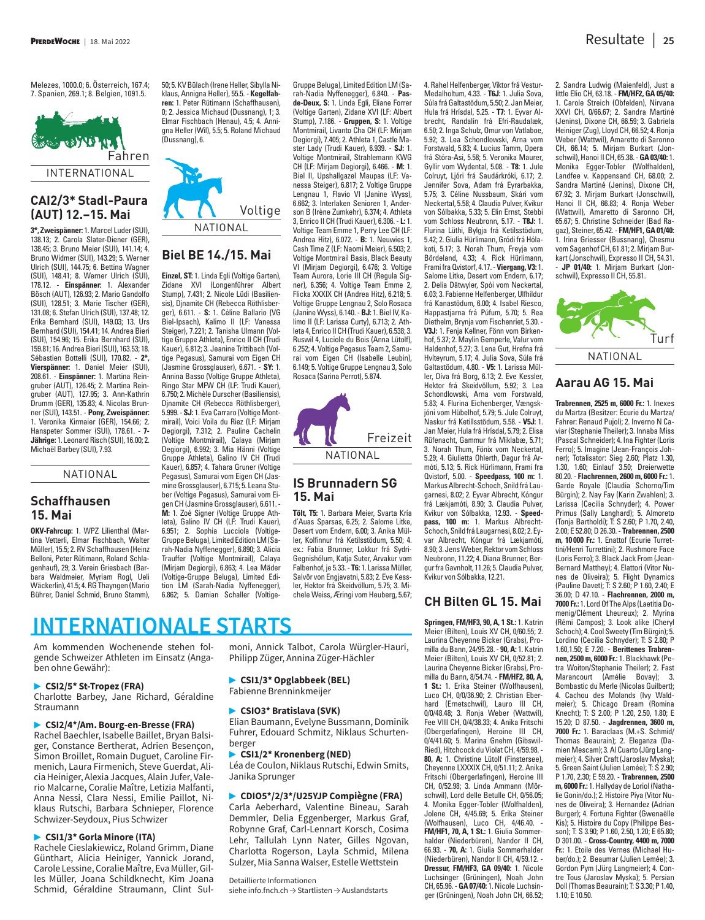Melezes, 1000.0; 6. Österreich, 167.4; 7. Spanien, 269.1; 8. Belgien, 1091.5.

Fahren

INTERNATIONAL

## CAI2/3* Stadl-Paura (AUT) 12.–15. Mai

**3*, Zweispänner:** 1. Marcel Luder (SUI), 138.13; 2. Carola Slater-Diener (GER), 138.45; 3. Bruno Meier (SUI), 141.14; 4. Bruno Widmer (SUI), 143.29; 5. Werner Ulrich (SUI), 144.75; 6. Bettina Wagner (SUI), 148.41; 8. Werner Ulrich (SUI), 178.12. - **Einspänner:** 1. Alexander Bösch (AUT), 126.93; 2. Mario Gandolfo (SUI), 128.51; 3. Marie Tischer (GER), 131.08; 6. Stefan Ulrich (SUI), 137.48; 12. Erika Bernhard (SUI), 149.03; 13. Urs Bernhard (SUI), 154.41; 14. Andrea Bieri (SUI), 154.96; 15. Erika Bernhard (SUI), 159.81; 16. Andrea Bieri (SUI), 163.53; 18. Sébastien Bottelli (SUI), 170.82. - **2*, Vierspänner:** 1. Daniel Meier (SUI), 208.61. - **Einspänner:** 1. Martina Reingruber (AUT), 126.45; 2. Martina Reingruber (AUT), 127.95; 3. Ann-Kathrin Drumm (GER), 135.83; 4. Nicolas Brunner (SUI), 143.51. - **Pony, Zweispänner:** 1. Veronika Kirmaier (GER), 154.66; 2. Hanspeter Sommer (SUI), 178.61. - **7-Jährige:** 1. Leonard Risch (SUI), 16.00; 2. Michaël Barbey (SUI), 7.93.

NATIONAL

## Schaffhausen 15. Mai

**OKV-Fahrcup:** 1. WPZ Lilienthal (Martina Vetterli, Elmar Fischbach, Walter Müller), 15.5; 2. RV Schaffhausen (Heinz Belloni, Peter Rütimann, Roland Schlagenhauf), 29; 3. Verein Griesbach (Barbara Waldmeier, Myriam Rogl, Ueli Wäckerlin), 41.5; 4. RG Thayngen (Mario Bührer, Daniel Schmid, Bruno Stamm), 50; 5. KV Bülach (Irene Heller, Sibylla Niklaus, Annigna Heller), 55.5. - **Kegelfahren:** 1. Peter Rütimann (Schaffhausen), 0; 2. Jessica Michaud (Dussnang), 1; 3. Elmar Fischbach (Henau), 4.5; 4. Annigna Heller (Wil), 5.5; 5. Roland Michaud (Dussnang), 6.

Voltige

NATIONAL

## Biel BE 14./15. Mai

**Einzel, ST:** 1. Linda Egli (Voltige Garten), Zidane XVI (Longenführer Albert Stump), 7.431; 2. Nicole Lüdi (Basiliensis), Djnamite CH (Rebecca Röthlisberger), 6.611. - **S:** 1. Céline Ballario (VG Biel-Ipsach), Kalimo II (LF: Vanessa Steiger), 7.221; 2. Tanisha Ulmann (Voltige Gruppe Athleta), Enrico II CH (Trudi Kauer), 6.812; 3. Jeanine Trittibach (Voltige Pegasus), Samurai vom Eigen CH (Jasmine Grossglauser), 6.671. - **SY:** 1. Annina Basso (Voltige Gruppe Athleta), Ringo Star MFW CH (LF: Trudi Kauer), 6.750; 2. Michèle Durscher (Basiliensis), Djnamite CH (Rebecca Röthlisberger), 5.999. - **SJ:** 1. Eva Carraro (Voltige Montmirail), Voici Voila du Riez (LF: Mirjam Degiorgi), 7.312; 2. Pauline Cachelin (Voltige Montmirail), Calaya (Mirjam Degiorgi), 6.992; 3. Mia Hänni (Voltige Gruppe Athleta), Galino IV CH (Trudi Kauer), 6.857; 4. Tahara Gruner (Voltige Pegasus), Samurai vom Eigen CH (Jasmine Grossglauser), 6.715; 5. Leana Stuber (Voltige Pegasus), Samurai vom Eigen CH (Jasmine Grossglauser), 6.611. - **M:** 1. Zoé Signer (Voltige Gruppe Athleta), Galino IV CH (LF: Trudi Kauer), 6.951; 2. Sophia Lucciola (Voltige-Gruppe Beluga), Limited Edition LM (Sarah-Nadia Nyffenegger), 6.890; 3. Alicia Trauffer (Voltige Montmirail), Calaya (Mirjam Degiorgi), 6.863; 4. Lea Mäder (Voltige-Gruppe Beluga), Limited Edition LM (Sarah-Nadia Nyffenegger), 6.862; 5. Damian Schaller (Voltige-Gruppe Beluga), Limited Edition LM (Sarah-Nadia Nyffenegger), 6.840. - **Pas-de-Deux, S:** 1. Linda Egli, Eliane Forrer (Voltige Garten), Zidane XVI (LF: Albert Stump), 7.186. - **Gruppen, S:** 1. Voltige Montmirail, Livanto Cha CH (LF: Mirjam Degiorgi), 7.405; 2. Athleta 1, Castle Master Lady (Trudi Kauer), 6.939. - **SJ:** 1. Voltige Montmirail, Strahlemann KWG CH (LF: Mirjam Degiorgi), 6.466. - **M:** 1. Biel II, Upshallgazel Maupas (LF: Vanessa Steiger), 6.817; 2. Voltige Gruppe Lengnau 1, Flavio VI (Janine Wyss), 6.662; 3. Interlaken Senioren 1, Anderson B (Irène Zumkehr), 6.374; 4. Athleta 3, Enrico II CH (Trudi Kauer), 6.306. - **L:** 1. Voltige Team Emme 1, Perry Lee CH (LF: Andrea Hitz), 6.072. - **B:** 1. Neuwies 1, Cash Time Z (LF: Naomi Meier), 6.503; 2. Voltige Montmirail Basis, Black Beauty VI (Mirjam Degiorgi), 6.476; 3. Voltige Team Aurora, Lorie III CH (Regula Signer), 6.356; 4. Voltige Team Emme 2, Flicka XXXIX CH (Andrea Hitz), 6.218; 5. Voltige Gruppe Lengnau 2, Solo Rosaca (Janine Wyss), 6.140. - **BJ:** 1. Biel IV, Kalimo II (LF: Larissa Curty), 6.713; 2. Athleta 4, Enrico II CH (Trudi Kauer), 6.538; 3. Ruswil 4, Luciole du Bois (Anna Lütolf), 6.252; 4. Voltige Pegasus Team 2, Samurai vom Eigen CH (Isabelle Leubin), 6.149; 5. Voltige Gruppe Lengnau 3, Solo Rosaca (Sarina Perrot), 5.874.

Freizeit

NATIONAL

## IS Brunnadern SG 15. Mai

**Tölt, T5:** 1. Barbara Meier, Svarta Kría d'Auas Sparsas, 6.25; 2. Salome Litke, Desert vom Endern, 6.00; 3. Anika Müller, Kolfinnur frá Ketilsstödum, 5.50; 4. ex.: Fabia Brunner, Lokkur frá Sydri-Gegnishólum, Katja Suter, Arvakur vom Falbenhof, je 5.33. - **T6:** 1. Larissa Müller, Salvör von Engjavatni, 5.83; 2. Eve Kessler, Hektor frá Skeidvöllum, 5.75; 3. Michele Weiss, Æringi vom Heuberg, 5.67; 4. Rahel Helfenberger, Viktor frá Vestur-Medalholtum, 4.33. - **T6J:** 1. Julia Sova, Súla frá Galtastödum, 5.50; 2. Jan Meier, Hula frá Hrísdal, 5.25. - **T7:** 1. Eyvar Albrecht, Randalín frá Efri-Raudalæk, 6.50; 2. Inga Schulz, Omur von Vatlaboe, 5.92; 3. Lea Schondlowski, Arna vom Forstwald, 5.83; 4. Lucius Tamm, Opera frá Stóra-Asi, 5.58; 5. Veronika Maurer, Gyllir vom Wydental, 5.08. - **T8:** 1. Jule Colruyt, Ljóri frá Saudárkróki, 6.17; 2. Jennifer Sova, Adam frá Eyrarbakka, 5.75; 3. Céline Nussbaum, Skári vom Neckertal, 5.58; 4. Claudia Pulver, Kvikur von Sólbakka, 5.33; 5. Elin Ernst, Stebbi vom Schloss Neubronn, 5.17. - **T8J:** 1. Flurina Lüthi, Bylgja frá Ketilsstödum, 5.42; 2. Giulia Hürlimann, Gródi frá Hólakoti, 5.17; 3. Norah Thum, Freyja vom Bördeland, 4.33; 4. Rick Hürlimann, Frami fra Qvistorf, 4.17. - **Viergang, V3:** 1. Salome Litke, Desert vom Endern, 6.17; 2. Delia Dätwyler, Spói vom Neckertal, 6.03; 3. Fabienne Helfenberger, Ulfhildur frá Kanastödum, 6.00; 4. Isabel Riesco, Happastjarna frá Púfum, 5.70; 5. Rea Diethelm, Brynja vom Fischenriet, 5.30. - **V3J:** 1. Fenja Kellner, Fönn vom Birkenhof, 5.37; 2. Maylin Gemperle, Valur vom Haldenhof, 5.27; 3. Lena Gut, Hrefna frá Hvíteyrum, 5.17; 4. Julia Sova, Súla frá Galtastödum, 4.80. - **V5:** 1. Larissa Müller, Díva frá Borg, 6.13; 2. Eve Kessler, Hektor frá Skeidvöllum, 5.92; 3. Lea Schondlowski, Arna vom Forstwald, 5.83; 4. Flurina Eichenberger, Vængskjóni vom Hübelhof, 5.79; 5. Jule Colruyt, Naskur frá Ketilsstödum, 5.58. - **V5J:** 1. Jan Meier, Hula frá Hrísdal, 5.79; 2. Elisa Rüfenacht, Gammur frá Miklabæ, 5.71; 3. Norah Thum, Fönix vom Neckertal, 5.29; 4. Giulietta Ohlerth, Dagur frá Arnóti, 5.13; 5. Rick Hürlimann, Frami fra Qvistorf, 5.00. - **Speedpass, 100 m:** 1. Markus Albrecht-Schoch, Snild frá Laugarnesi, 8.02; 2. Eyvar Albrecht, Kóngur frá Lækjamóti, 8.90; 3. Claudia Pulver, Kvikur von Sólbakka, 12.93. - **Speedpass, 100 m:** 1. Markus Albrecht-Schoch, Snild frá Laugarnesi, 8.02; 2. Eyvar Albrecht, Kóngur frá Lækjamóti, 8.90; 3. Jens Weber, Rektor vom Schloss Neubronn, 11.22; 4. Diana Brunner, Bergur fra Gavnholt, 11.26; 5. Claudia Pulver, Kvikur von Sólbakka, 12.21.

## CH Bilten GL 15. Mai

**Springen, FM/HF3, 90, A, 1 St.:** 1. Katrin Meier (Bilten), Louis XV CH, 0/60.55; 2. Laurina Cheyenne Bicker (Grabs), Promilla du Bann, 24/95.28. - **90, A:** 1. Katrin Meier (Bilten), Louis XV CH, 0/52.81; 2. Laurina Cheyenne Bicker (Grabs), Promilla du Bann, 8/54.74. - **FM/HF2, 80, A, 1 St.:** 1. Erika Steiner (Wolfhausen), Luco CH, 0/0/36.90; 2. Christian Eberhard (Ernetschwil), Lauro III CH, 0/0/48.48; 3. Ronja Weber (Wattwil), Fee VIII CH, 0/4/38.33; 4. Anika Fritschi (Obergerlafingen), Heroine III CH, 0/4/41.60; 5. Marina Gnehm (Gibswil-Ried), Hitchcock du Violat CH, 4/59.98. - **80, A:** 1. Christine Lütolf (Finstersee), Cheyenne LXXXIX CH, 0/51.11; 2. Anika Fritschi (Obergerlafingen), Heroine III CH, 0/52.98; 3. Linda Ammann (Mörschwil), Lord delle Betulle CH, 0/56.05; 4. Monika Egger-Tobler (Wolfhalden), Jolene CH, 4/45.69; 5. Erika Steiner (Wolfhausen), Luco CH, 4/46.40. - **FM/HF1, 70, A, 1 St.:** 1. Giulia Sommerhalder (Niederbüren), Nandor II CH, 66.93. - **70, A:** 1. Giulia Sommerhalder (Niederbüren), Nandor II CH, 4/59.12. - **Dressur, FM/HF3, GA 09/40:** 1. Nicole Luchsinger (Grüningen), Noah John CH, 65.96. - **GA 07/40:** 1. Nicole Luchsinger (Grüningen), Noah John CH, 66.52; 2. Sandra Ludwig (Maienfeld), Just a little Elio CH, 63.18. - **FM/HF2, GA 05/40:** 1. Carole Streich (Obfelden), Nirvana XXVI CH, 0/66.67; 2. Sandra Martiné (Jenins), Dixone CH, 66.59; 3. Gabriela Heiniger (Zug), Lloyd CH, 66.52; 4. Ronja Weber (Wattwil), Amaretto di Saronno CH, 66.14; 5. Mirjam Burkart (Jonschwil), Hanoi II CH, 65.38. - **GA 03/40:** 1. Monika Egger-Tobler (Wolfhalden), Landfee v. Kappensand CH, 68.00; 2. Sandra Martiné (Jenins), Dixone CH, 67.92; 3. Mirjam Burkart (Jonschwil), Hanoi II CH, 66.83; 4. Ronja Weber (Wattwil), Amaretto di Saronno CH, 65.67; 5. Christine Schneider (Bad Ragaz), Steiner, 65.42. - **FM/HF1, GA 01/40:** 1. Irina Griesser (Bussnang), Chesmu vom Sagenhof CH, 61.81; 2. Mirjam Burkart (Jonschwil), Expresso II CH, 54.31. - **JP 01/40:** 1. Mirjam Burkart (Jonschwil), Expresso II CH, 55.81.

Turf

NATIONAL

## Aarau AG 15. Mai

**Trabrennen, 2525 m, 6000 Fr.:** 1. Inexes du Martza (Besitzer: Ecurie du Martza/ Fahrer: Renaud Pujol); 2. Inverno N Caviar (Stephanie Theiler); 3. Innaba Miss (Pascal Schneider); 4. Ina Fighter (Loris Ferro); 5. Imagine (Jean-François Johner); Totalisator: Sieg 2.60; Platz 1.30, 1.60; Einlauf 3.50; Dreierwette 80.20. - **Flachrennen, 2600 m, 6000 Fr.:** 1. Garde Royale (Claudia Schorno/Tim Bürgin); 2. Nay Fay (Karin Zwahlen); 3. Larissa (Cecilia Schnyder); 4. Power Primus (Sally Langhard); 5. Almoreto (Tonja Bartholdi); T: S 2.60; P 1.70, 2.40, 2.00; E 52.80; D 26.30. - **Trabrennen, 2500 m, 10000 Fr.:** 1. Enattof (Ecurie Turrettini/Henri Turrettini); 2. Rushmore Face (Loris Ferro); 3. Black Jack From (Jean-Bernard Mattey); 4. Elattori (Vitor Nunes de Oliveira); 5. Flight Dynamics (Pauline Davet); T: S 2.60; P 1.60, 2.40; E 36.00; D 47.10. - **Flachrennen, 2000 m, 7000 Fr.:** 1. Lord Of The Alps (Laetitia Domenig/Clément Lheureux); 2. Myrina (Rémi Campos); 3. Look alike (Cheryl Schoch); 4. Cool Sweety (Tim Bürgin); 5. Lordino (Cecilia Schnyder); T: S 2.80; P 1.60,1.50; E 7.20. - **Berittenes Trabrennen, 2500 m, 6000 Fr.:** 1. Blackhawk (Petra Woiton/Stephanie Theiler); 2. Fast Marancourt (Amélie Bovay); 3. Bombastic du Merle (Nicolas Guilbert); 4. Cachou des Molands (Ivy Waldmeier); 5. Chicago Dream (Romina Knecht); T: S 2.00; P 1.20, 2.50, 1.80; E 15.20; D 87.50. - **Jagdrennen, 3600 m, 7000 Fr.:** 1. Baraclaas (M.+S. Schmid/Thomas Beaurain); 2. Eleganza (Damien Mescam); 3. Al Cuarto (Jürg Langmeier); 4. Silver Craft (Jaroslav Myska); 5. Green Saint (Julien Lemée); T: S 2.90; P 1.70, 2.30; E 59.20. - **Trabrennen, 2500 m, 6000 Fr.:** 1. Hallyday de Loriol (Nathalie Gonin/do.); 2. Histoire Piya (Vitor Nunes de Oliveira); 3. Hernandez (Adrian Burger); 4. Fortuna Fighter (Gwenaëlle Kis); 5. Histoire du Copy (Philippe Besson); T: S 3.90; P 1.60, 2.50, 1.20; E 65.80; D 301.00. - **Cross-Country, 4400 m, 7000 Fr.:** 1. Etoile des Vernes (Michael Huber/do.); 2. Beaumar (Julien Lemée); 3. Gordon Pym (Jürg Langmeier); 4. Contre Tous (Jaroslav Myska); 5. Persian Doll (Thomas Beaurain); T: S 3.30; P 1.40, 1.10; E 10.50.

# INTERNATIONALE STARTS

Am kommenden Wochenende stehen folgende Schweizer Athleten im Einsatz (Angaben ohne Gewähr):

► **CSI2/5* St-Tropez (FRA)**
Charlotte Barbey, Jane Richard, Géraldine Straumann

► **CSI2/4*/Am. Bourg-en-Bresse (FRA)**
Rachel Baechler, Isabelle Baillet, Bryan Balsiger, Constance Bertherat, Adrien Besençon, Simon Broillet, Romain Duguet, Caroline Firmenich, Laura Firmenich, Steve Guerdat, Alicia Heiniger, Alexia Jacques, Alain Jufer, Valerio Malcarne, Coralie Maître, Letizia Malfanti, Anna Nessi, Clara Nessi, Emilie Paillot, Niklaus Rutschi, Barbara Schnieper, Florence Schwizer-Seydoux, Pius Schwizer

► **CSI1/3* Gorla Minore (ITA)**
Rachele Cieslakiewicz, Roland Grimm, Diane Günthart, Alicia Heiniger, Yannick Jorand, Carole Lessine, Coralie Maître, Eva Müller, Gilles Müller, Joana Schildknecht, Joana Schmid, Géraldine Straumann, Clint Sulmoni, Annick Talbot, Carola Würgler-Hauri, Philipp Züger, Annina Züger-Hächler

► **CSI1/3* Opglabbeek (BEL)**
Fabienne Brenninkmeijer

► **CSIO3* Bratislava (SVK)**
Elian Baumann, Evelyne Bussmann, Dominik Fuhrer, Edouard Schmitz, Niklaus Schurtenberger

► **CSI1/2* Kronenberg (NED)**
Léa de Coulon, Niklaus Rutschi, Edwin Smits, Janika Sprunger

► **CDIO5*/2/3*/U25YJP Compiègne (FRA)**
Carla Aeberhard, Valentine Bineau, Sarah Demmler, Delia Eggenberger, Markus Graf, Robynne Graf, Carl-Lennart Korsch, Cosima Lehr, Tallulah Lynn Nater, Gilles Ngovan, Charlotta Rogerson, Layla Schmid, Milena Sulzer, Mia Sanna Walser, Estelle Wettstein

Detaillierte Informationen
siehe info.fnch.ch → Startlisten → Auslandstarts